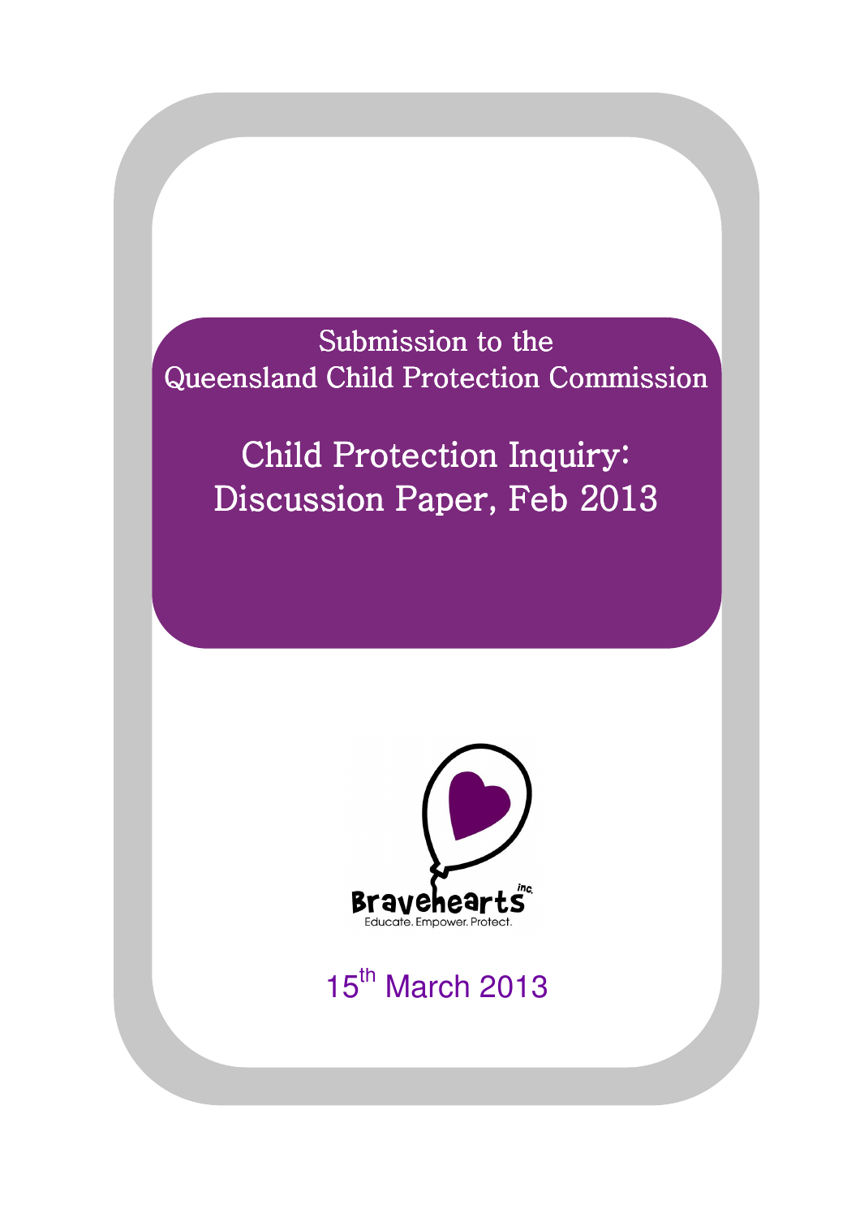# Submission to the Queensland Child Protection Commission

## Child Protection Inquiry: Discussion Paper, Feb 2013

Bravehearts inc.

Educate. Empower. Protect.

15th March 2013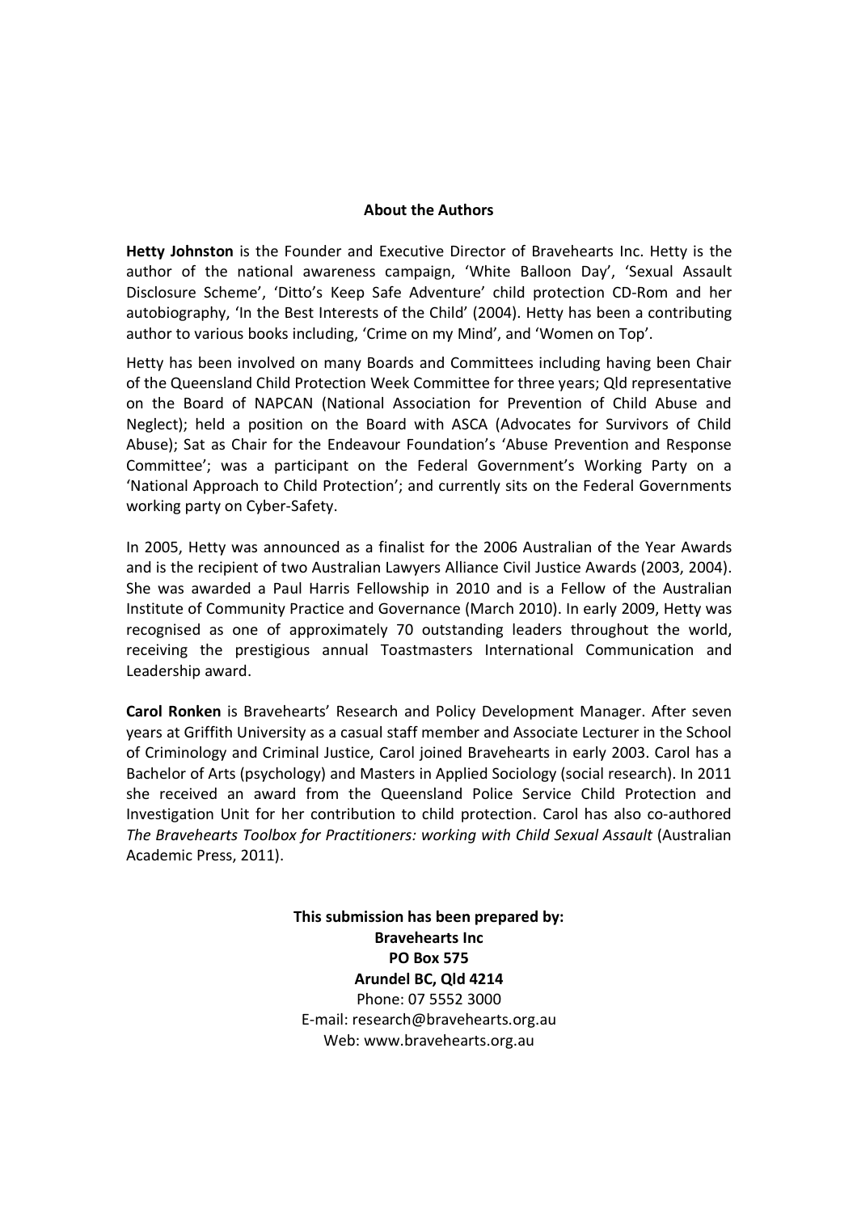## About the Authors

**Hetty Johnston** is the Founder and Executive Director of Bravehearts Inc. Hetty is the author of the national awareness campaign, 'White Balloon Day', 'Sexual Assault Disclosure Scheme', 'Ditto's Keep Safe Adventure' child protection CD-Rom and her autobiography, 'In the Best Interests of the Child' (2004). Hetty has been a contributing author to various books including, 'Crime on my Mind', and 'Women on Top'.

Hetty has been involved on many Boards and Committees including having been Chair of the Queensland Child Protection Week Committee for three years; Qld representative on the Board of NAPCAN (National Association for Prevention of Child Abuse and Neglect); held a position on the Board with ASCA (Advocates for Survivors of Child Abuse); Sat as Chair for the Endeavour Foundation's 'Abuse Prevention and Response Committee'; was a participant on the Federal Government's Working Party on a 'National Approach to Child Protection'; and currently sits on the Federal Governments working party on Cyber-Safety.

In 2005, Hetty was announced as a finalist for the 2006 Australian of the Year Awards and is the recipient of two Australian Lawyers Alliance Civil Justice Awards (2003, 2004). She was awarded a Paul Harris Fellowship in 2010 and is a Fellow of the Australian Institute of Community Practice and Governance (March 2010). In early 2009, Hetty was recognised as one of approximately 70 outstanding leaders throughout the world, receiving the prestigious annual Toastmasters International Communication and Leadership award.

**Carol Ronken** is Bravehearts' Research and Policy Development Manager. After seven years at Griffith University as a casual staff member and Associate Lecturer in the School of Criminology and Criminal Justice, Carol joined Bravehearts in early 2003. Carol has a Bachelor of Arts (psychology) and Masters in Applied Sociology (social research). In 2011 she received an award from the Queensland Police Service Child Protection and Investigation Unit for her contribution to child protection. Carol has also co-authored *The Bravehearts Toolbox for Practitioners: working with Child Sexual Assault* (Australian Academic Press, 2011).

**This submission has been prepared by:**
**Bravehearts Inc**
**PO Box 575**
**Arundel BC, Qld 4214**
Phone: 07 5552 3000
E-mail: research@bravehearts.org.au
Web: www.bravehearts.org.au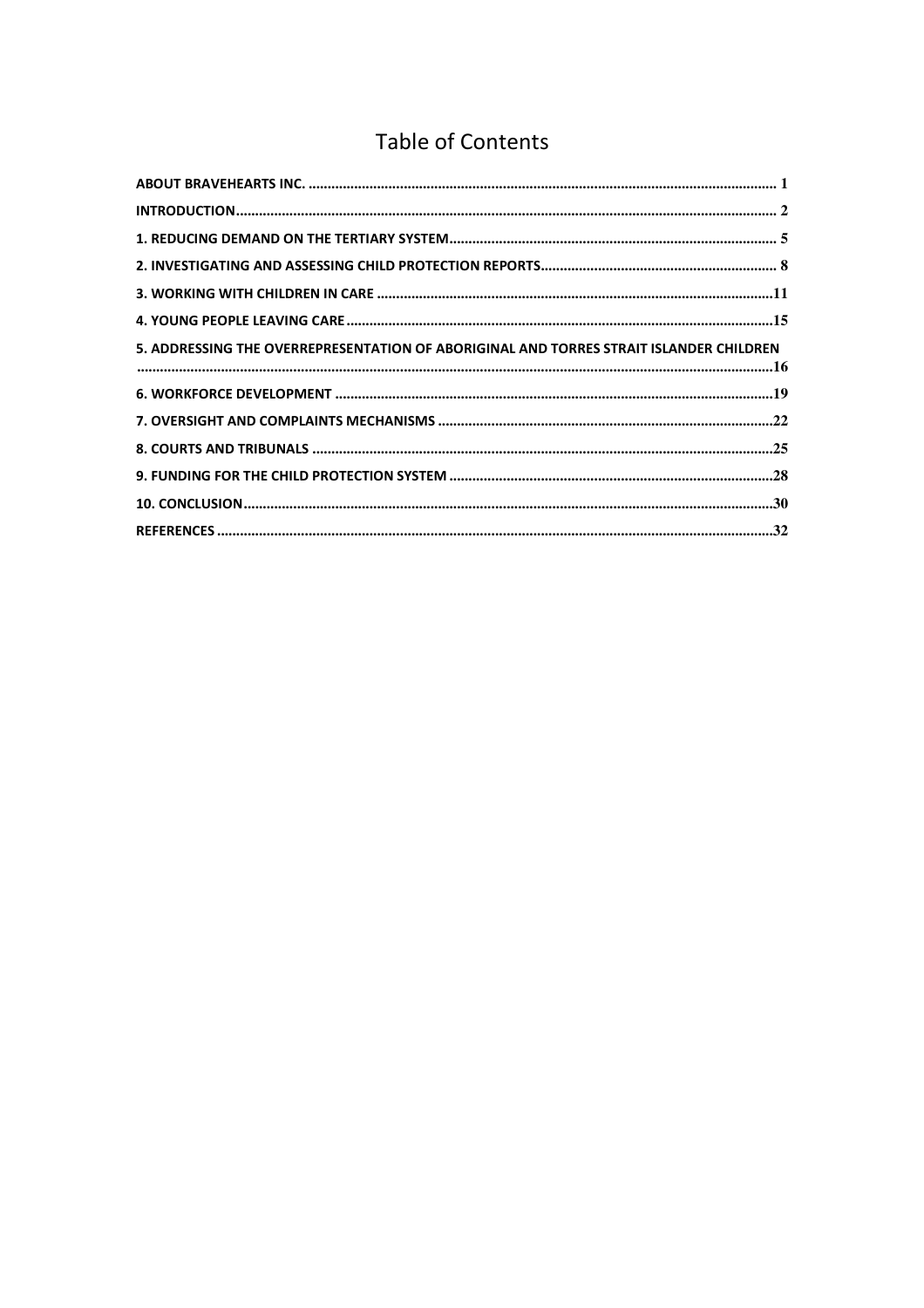# Table of Contents

ABOUT BRAVEHEARTS INC. .......... 1

INTRODUCTION .......... 2

1. REDUCING DEMAND ON THE TERTIARY SYSTEM .......... 5

2. INVESTIGATING AND ASSESSING CHILD PROTECTION REPORTS .......... 8

3. WORKING WITH CHILDREN IN CARE .......... 11

4. YOUNG PEOPLE LEAVING CARE .......... 15

5. ADDRESSING THE OVERREPRESENTATION OF ABORIGINAL AND TORRES STRAIT ISLANDER CHILDREN .......... 16

6. WORKFORCE DEVELOPMENT .......... 19

7. OVERSIGHT AND COMPLAINTS MECHANISMS .......... 22

8. COURTS AND TRIBUNALS .......... 25

9. FUNDING FOR THE CHILD PROTECTION SYSTEM .......... 28

10. CONCLUSION .......... 30

REFERENCES .......... 32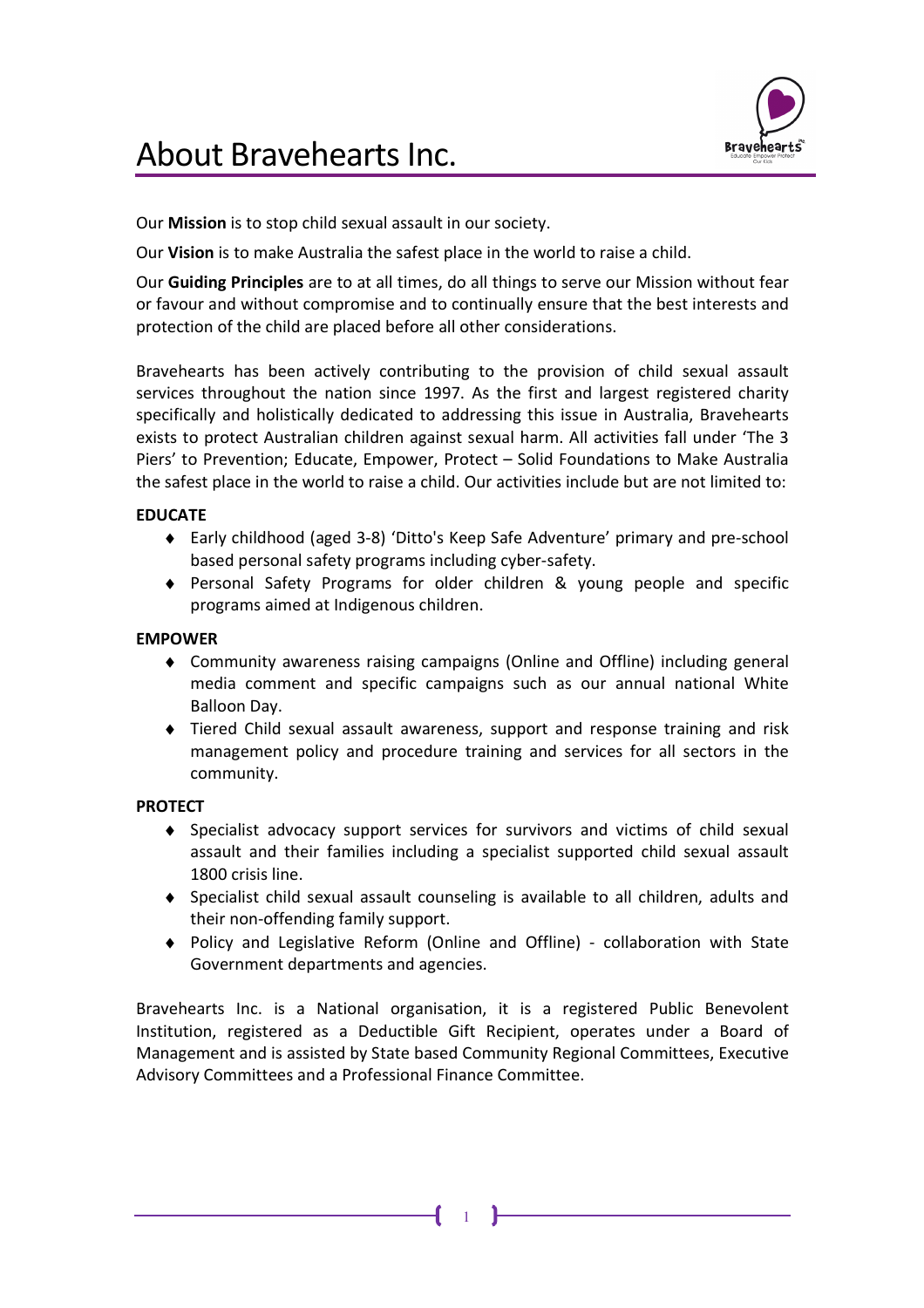# About Bravehearts Inc.

Our **Mission** is to stop child sexual assault in our society.

Our **Vision** is to make Australia the safest place in the world to raise a child.

Our **Guiding Principles** are to at all times, do all things to serve our Mission without fear or favour and without compromise and to continually ensure that the best interests and protection of the child are placed before all other considerations.

Bravehearts has been actively contributing to the provision of child sexual assault services throughout the nation since 1997. As the first and largest registered charity specifically and holistically dedicated to addressing this issue in Australia, Bravehearts exists to protect Australian children against sexual harm. All activities fall under 'The 3 Piers' to Prevention; Educate, Empower, Protect – Solid Foundations to Make Australia the safest place in the world to raise a child. Our activities include but are not limited to:

**EDUCATE**

- Early childhood (aged 3-8) 'Ditto's Keep Safe Adventure' primary and pre-school based personal safety programs including cyber-safety.
- Personal Safety Programs for older children & young people and specific programs aimed at Indigenous children.

**EMPOWER**

- Community awareness raising campaigns (Online and Offline) including general media comment and specific campaigns such as our annual national White Balloon Day.
- Tiered Child sexual assault awareness, support and response training and risk management policy and procedure training and services for all sectors in the community.

**PROTECT**

- Specialist advocacy support services for survivors and victims of child sexual assault and their families including a specialist supported child sexual assault 1800 crisis line.
- Specialist child sexual assault counseling is available to all children, adults and their non-offending family support.
- Policy and Legislative Reform (Online and Offline) - collaboration with State Government departments and agencies.

Bravehearts Inc. is a National organisation, it is a registered Public Benevolent Institution, registered as a Deductible Gift Recipient, operates under a Board of Management and is assisted by State based Community Regional Committees, Executive Advisory Committees and a Professional Finance Committee.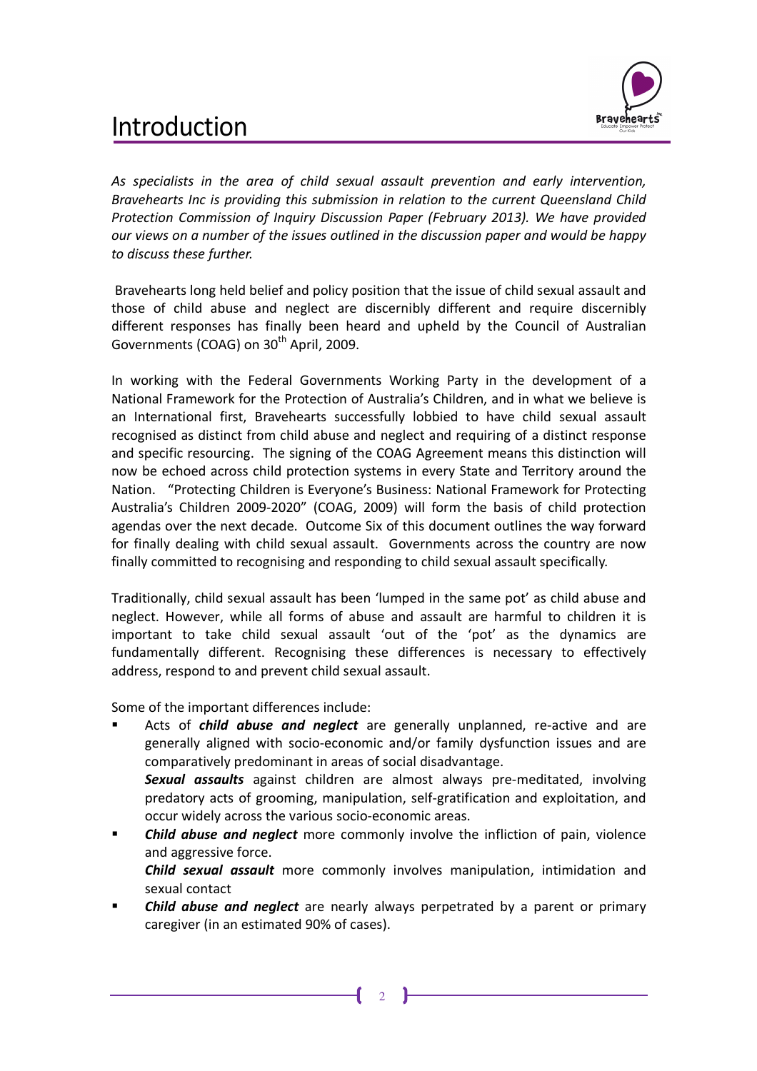# Introduction

*As specialists in the area of child sexual assault prevention and early intervention, Bravehearts Inc is providing this submission in relation to the current Queensland Child Protection Commission of Inquiry Discussion Paper (February 2013). We have provided our views on a number of the issues outlined in the discussion paper and would be happy to discuss these further.*

Bravehearts long held belief and policy position that the issue of child sexual assault and those of child abuse and neglect are discernibly different and require discernibly different responses has finally been heard and upheld by the Council of Australian Governments (COAG) on 30th April, 2009.

In working with the Federal Governments Working Party in the development of a National Framework for the Protection of Australia's Children, and in what we believe is an International first, Bravehearts successfully lobbied to have child sexual assault recognised as distinct from child abuse and neglect and requiring of a distinct response and specific resourcing. The signing of the COAG Agreement means this distinction will now be echoed across child protection systems in every State and Territory around the Nation. "Protecting Children is Everyone's Business: National Framework for Protecting Australia's Children 2009-2020" (COAG, 2009) will form the basis of child protection agendas over the next decade. Outcome Six of this document outlines the way forward for finally dealing with child sexual assault. Governments across the country are now finally committed to recognising and responding to child sexual assault specifically.

Traditionally, child sexual assault has been 'lumped in the same pot' as child abuse and neglect. However, while all forms of abuse and assault are harmful to children it is important to take child sexual assault 'out of the 'pot' as the dynamics are fundamentally different. Recognising these differences is necessary to effectively address, respond to and prevent child sexual assault.

Some of the important differences include:

- Acts of ***child abuse and neglect*** are generally unplanned, re-active and are generally aligned with socio-economic and/or family dysfunction issues and are comparatively predominant in areas of social disadvantage.
  ***Sexual assaults*** against children are almost always pre-meditated, involving predatory acts of grooming, manipulation, self-gratification and exploitation, and occur widely across the various socio-economic areas.
- ***Child abuse and neglect*** more commonly involve the infliction of pain, violence and aggressive force.
  ***Child sexual assault*** more commonly involves manipulation, intimidation and sexual contact
- ***Child abuse and neglect*** are nearly always perpetrated by a parent or primary caregiver (in an estimated 90% of cases).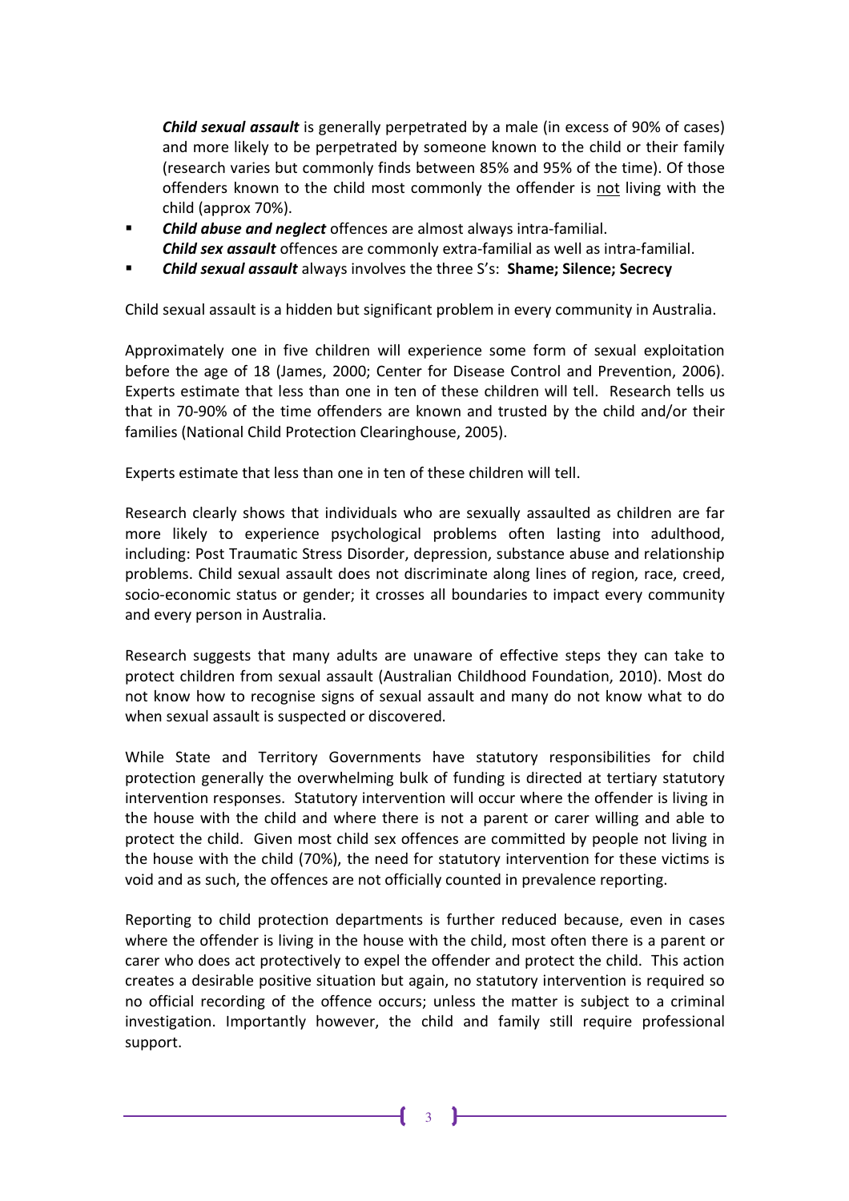*Child sexual assault* is generally perpetrated by a male (in excess of 90% of cases) and more likely to be perpetrated by someone known to the child or their family (research varies but commonly finds between 85% and 95% of the time). Of those offenders known to the child most commonly the offender is <u>not</u> living with the child (approx 70%).

- ***Child abuse and neglect*** offences are almost always intra-familial.
  ***Child sex assault*** offences are commonly extra-familial as well as intra-familial.
- ***Child sexual assault*** always involves the three S's: **Shame; Silence; Secrecy**

Child sexual assault is a hidden but significant problem in every community in Australia.

Approximately one in five children will experience some form of sexual exploitation before the age of 18 (James, 2000; Center for Disease Control and Prevention, 2006). Experts estimate that less than one in ten of these children will tell. Research tells us that in 70-90% of the time offenders are known and trusted by the child and/or their families (National Child Protection Clearinghouse, 2005).

Experts estimate that less than one in ten of these children will tell.

Research clearly shows that individuals who are sexually assaulted as children are far more likely to experience psychological problems often lasting into adulthood, including: Post Traumatic Stress Disorder, depression, substance abuse and relationship problems. Child sexual assault does not discriminate along lines of region, race, creed, socio-economic status or gender; it crosses all boundaries to impact every community and every person in Australia.

Research suggests that many adults are unaware of effective steps they can take to protect children from sexual assault (Australian Childhood Foundation, 2010). Most do not know how to recognise signs of sexual assault and many do not know what to do when sexual assault is suspected or discovered.

While State and Territory Governments have statutory responsibilities for child protection generally the overwhelming bulk of funding is directed at tertiary statutory intervention responses. Statutory intervention will occur where the offender is living in the house with the child and where there is not a parent or carer willing and able to protect the child. Given most child sex offences are committed by people not living in the house with the child (70%), the need for statutory intervention for these victims is void and as such, the offences are not officially counted in prevalence reporting.

Reporting to child protection departments is further reduced because, even in cases where the offender is living in the house with the child, most often there is a parent or carer who does act protectively to expel the offender and protect the child. This action creates a desirable positive situation but again, no statutory intervention is required so no official recording of the offence occurs; unless the matter is subject to a criminal investigation. Importantly however, the child and family still require professional support.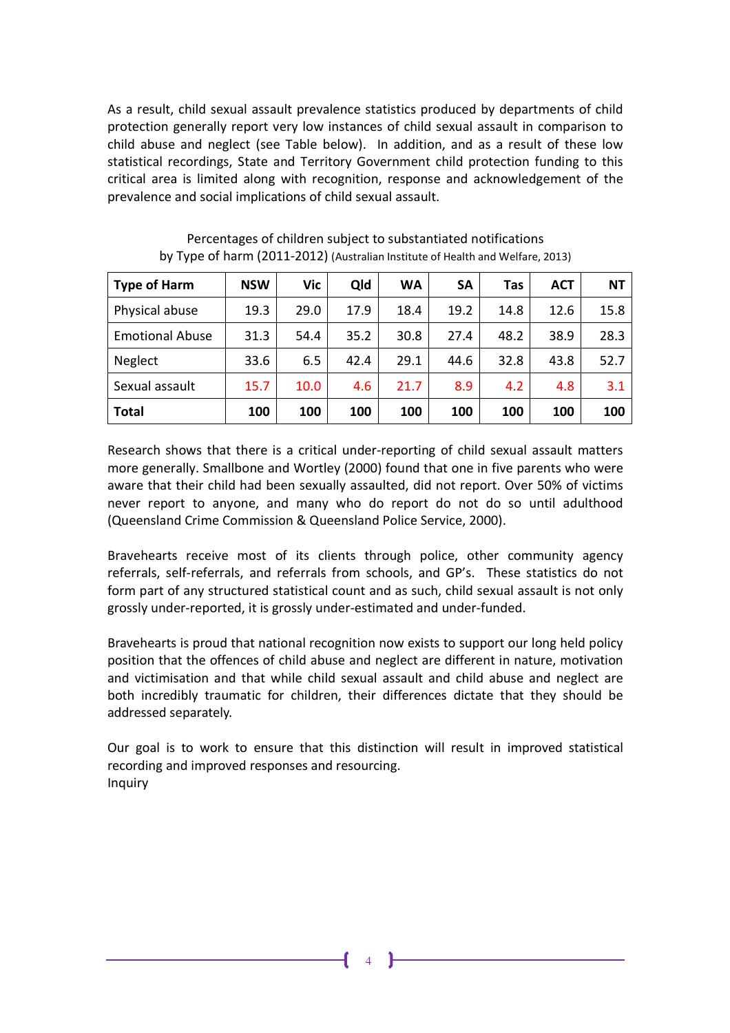As a result, child sexual assault prevalence statistics produced by departments of child protection generally report very low instances of child sexual assault in comparison to child abuse and neglect (see Table below). In addition, and as a result of these low statistical recordings, State and Territory Government child protection funding to this critical area is limited along with recognition, response and acknowledgement of the prevalence and social implications of child sexual assault.

Percentages of children subject to substantiated notifications by Type of harm (2011-2012) (Australian Institute of Health and Welfare, 2013)

| Type of Harm | NSW | Vic | Qld | WA | SA | Tas | ACT | NT |
|---|---|---|---|---|---|---|---|---|
| Physical abuse | 19.3 | 29.0 | 17.9 | 18.4 | 19.2 | 14.8 | 12.6 | 15.8 |
| Emotional Abuse | 31.3 | 54.4 | 35.2 | 30.8 | 27.4 | 48.2 | 38.9 | 28.3 |
| Neglect | 33.6 | 6.5 | 42.4 | 29.1 | 44.6 | 32.8 | 43.8 | 52.7 |
| Sexual assault | 15.7 | 10.0 | 4.6 | 21.7 | 8.9 | 4.2 | 4.8 | 3.1 |
| **Total** | **100** | **100** | **100** | **100** | **100** | **100** | **100** | **100** |

Research shows that there is a critical under-reporting of child sexual assault matters more generally. Smallbone and Wortley (2000) found that one in five parents who were aware that their child had been sexually assaulted, did not report. Over 50% of victims never report to anyone, and many who do report do not do so until adulthood (Queensland Crime Commission & Queensland Police Service, 2000).

Bravehearts receive most of its clients through police, other community agency referrals, self-referrals, and referrals from schools, and GP's. These statistics do not form part of any structured statistical count and as such, child sexual assault is not only grossly under-reported, it is grossly under-estimated and under-funded.

Bravehearts is proud that national recognition now exists to support our long held policy position that the offences of child abuse and neglect are different in nature, motivation and victimisation and that while child sexual assault and child abuse and neglect are both incredibly traumatic for children, their differences dictate that they should be addressed separately.

Our goal is to work to ensure that this distinction will result in improved statistical recording and improved responses and resourcing.
Inquiry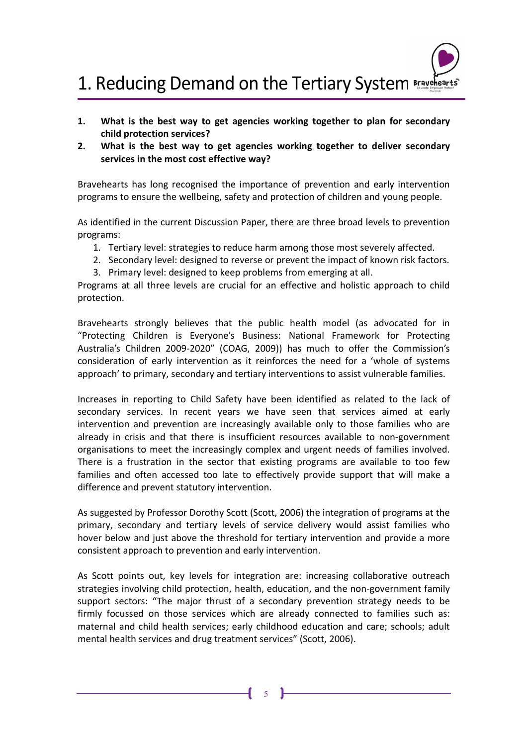# 1. Reducing Demand on the Tertiary System

1. **What is the best way to get agencies working together to plan for secondary child protection services?**
2. **What is the best way to get agencies working together to deliver secondary services in the most cost effective way?**

Bravehearts has long recognised the importance of prevention and early intervention programs to ensure the wellbeing, safety and protection of children and young people.

As identified in the current Discussion Paper, there are three broad levels to prevention programs:

1. Tertiary level: strategies to reduce harm among those most severely affected.
2. Secondary level: designed to reverse or prevent the impact of known risk factors.
3. Primary level: designed to keep problems from emerging at all.

Programs at all three levels are crucial for an effective and holistic approach to child protection.

Bravehearts strongly believes that the public health model (as advocated for in "Protecting Children is Everyone's Business: National Framework for Protecting Australia's Children 2009-2020" (COAG, 2009)) has much to offer the Commission's consideration of early intervention as it reinforces the need for a 'whole of systems approach' to primary, secondary and tertiary interventions to assist vulnerable families.

Increases in reporting to Child Safety have been identified as related to the lack of secondary services. In recent years we have seen that services aimed at early intervention and prevention are increasingly available only to those families who are already in crisis and that there is insufficient resources available to non-government organisations to meet the increasingly complex and urgent needs of families involved. There is a frustration in the sector that existing programs are available to too few families and often accessed too late to effectively provide support that will make a difference and prevent statutory intervention.

As suggested by Professor Dorothy Scott (Scott, 2006) the integration of programs at the primary, secondary and tertiary levels of service delivery would assist families who hover below and just above the threshold for tertiary intervention and provide a more consistent approach to prevention and early intervention.

As Scott points out, key levels for integration are: increasing collaborative outreach strategies involving child protection, health, education, and the non-government family support sectors: "The major thrust of a secondary prevention strategy needs to be firmly focussed on those services which are already connected to families such as: maternal and child health services; early childhood education and care; schools; adult mental health services and drug treatment services" (Scott, 2006).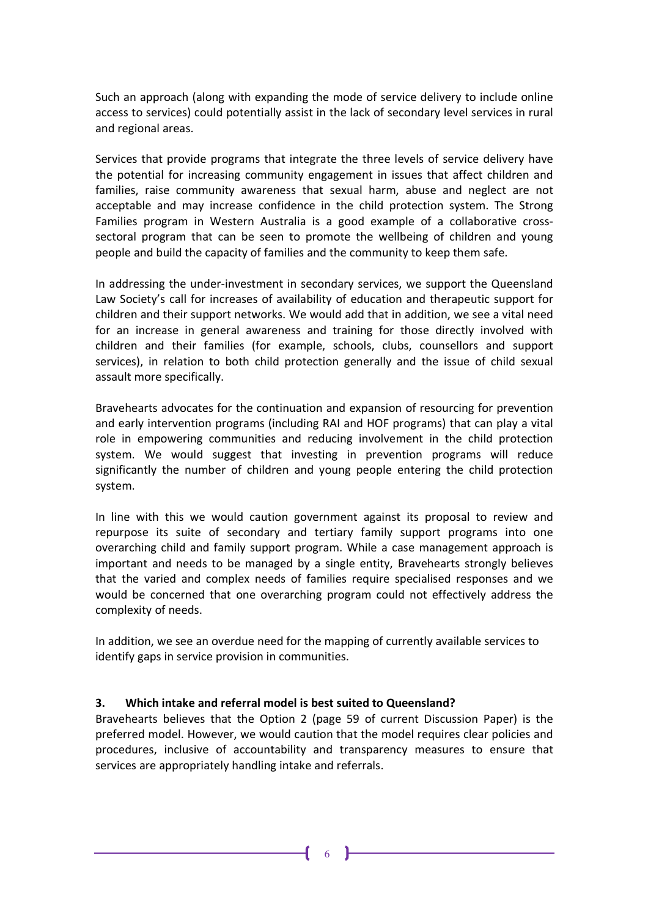Such an approach (along with expanding the mode of service delivery to include online access to services) could potentially assist in the lack of secondary level services in rural and regional areas.

Services that provide programs that integrate the three levels of service delivery have the potential for increasing community engagement in issues that affect children and families, raise community awareness that sexual harm, abuse and neglect are not acceptable and may increase confidence in the child protection system. The Strong Families program in Western Australia is a good example of a collaborative cross-sectoral program that can be seen to promote the wellbeing of children and young people and build the capacity of families and the community to keep them safe.

In addressing the under-investment in secondary services, we support the Queensland Law Society's call for increases of availability of education and therapeutic support for children and their support networks. We would add that in addition, we see a vital need for an increase in general awareness and training for those directly involved with children and their families (for example, schools, clubs, counsellors and support services), in relation to both child protection generally and the issue of child sexual assault more specifically.

Bravehearts advocates for the continuation and expansion of resourcing for prevention and early intervention programs (including RAI and HOF programs) that can play a vital role in empowering communities and reducing involvement in the child protection system. We would suggest that investing in prevention programs will reduce significantly the number of children and young people entering the child protection system.

In line with this we would caution government against its proposal to review and repurpose its suite of secondary and tertiary family support programs into one overarching child and family support program. While a case management approach is important and needs to be managed by a single entity, Bravehearts strongly believes that the varied and complex needs of families require specialised responses and we would be concerned that one overarching program could not effectively address the complexity of needs.

In addition, we see an overdue need for the mapping of currently available services to identify gaps in service provision in communities.

**3. Which intake and referral model is best suited to Queensland?**

Bravehearts believes that the Option 2 (page 59 of current Discussion Paper) is the preferred model. However, we would caution that the model requires clear policies and procedures, inclusive of accountability and transparency measures to ensure that services are appropriately handling intake and referrals.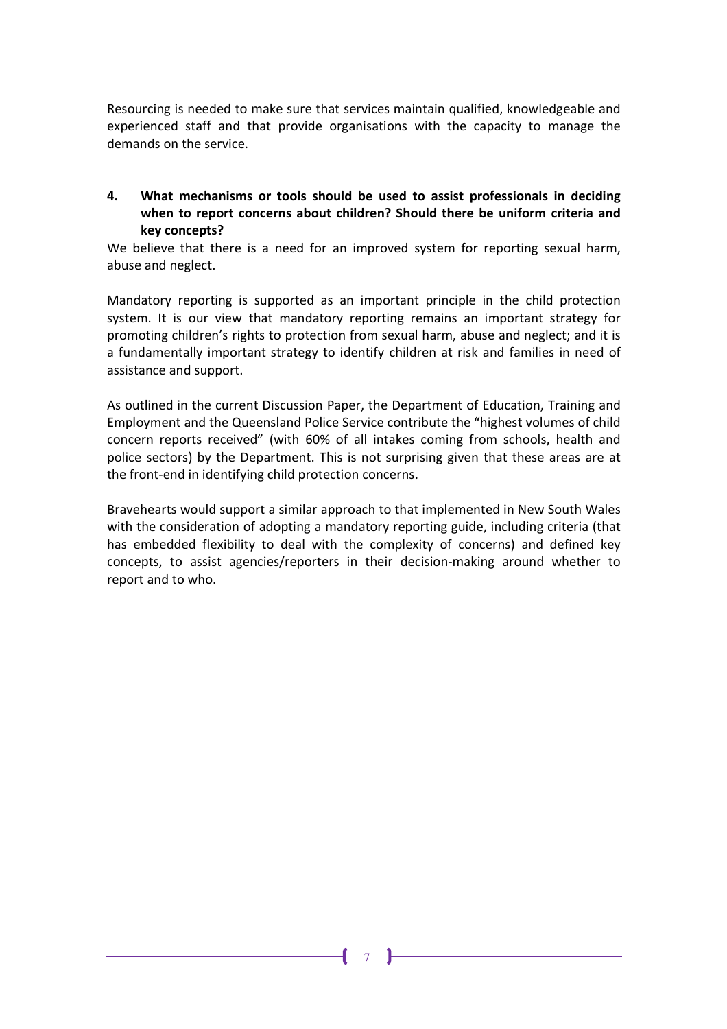Resourcing is needed to make sure that services maintain qualified, knowledgeable and experienced staff and that provide organisations with the capacity to manage the demands on the service.

**4. What mechanisms or tools should be used to assist professionals in deciding when to report concerns about children? Should there be uniform criteria and key concepts?**

We believe that there is a need for an improved system for reporting sexual harm, abuse and neglect.

Mandatory reporting is supported as an important principle in the child protection system. It is our view that mandatory reporting remains an important strategy for promoting children's rights to protection from sexual harm, abuse and neglect; and it is a fundamentally important strategy to identify children at risk and families in need of assistance and support.

As outlined in the current Discussion Paper, the Department of Education, Training and Employment and the Queensland Police Service contribute the "highest volumes of child concern reports received" (with 60% of all intakes coming from schools, health and police sectors) by the Department. This is not surprising given that these areas are at the front-end in identifying child protection concerns.

Bravehearts would support a similar approach to that implemented in New South Wales with the consideration of adopting a mandatory reporting guide, including criteria (that has embedded flexibility to deal with the complexity of concerns) and defined key concepts, to assist agencies/reporters in their decision-making around whether to report and to who.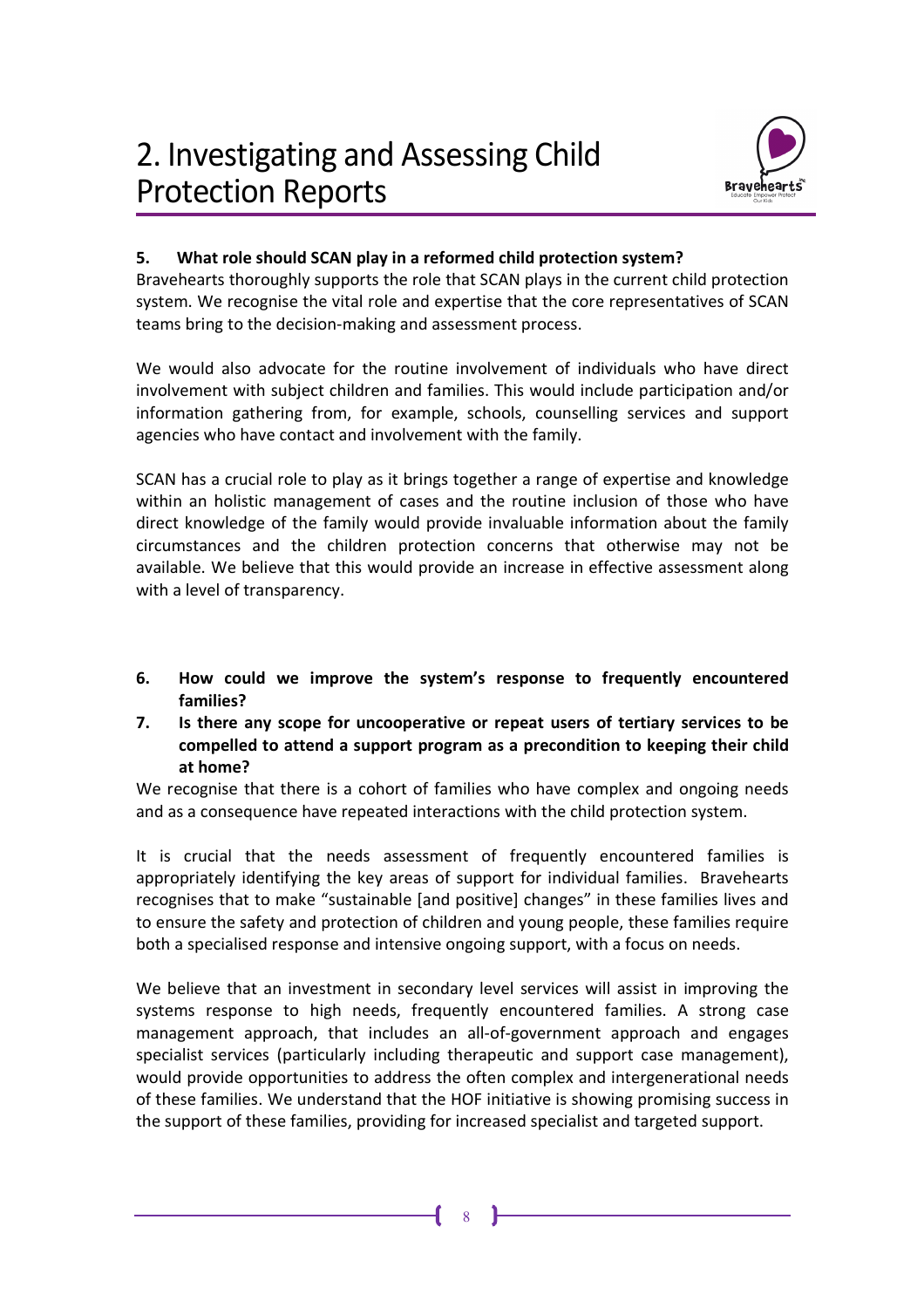# 2. Investigating and Assessing Child Protection Reports

**5. What role should SCAN play in a reformed child protection system?**

Bravehearts thoroughly supports the role that SCAN plays in the current child protection system. We recognise the vital role and expertise that the core representatives of SCAN teams bring to the decision-making and assessment process.

We would also advocate for the routine involvement of individuals who have direct involvement with subject children and families. This would include participation and/or information gathering from, for example, schools, counselling services and support agencies who have contact and involvement with the family.

SCAN has a crucial role to play as it brings together a range of expertise and knowledge within an holistic management of cases and the routine inclusion of those who have direct knowledge of the family would provide invaluable information about the family circumstances and the children protection concerns that otherwise may not be available. We believe that this would provide an increase in effective assessment along with a level of transparency.

**6. How could we improve the system's response to frequently encountered families?**

**7. Is there any scope for uncooperative or repeat users of tertiary services to be compelled to attend a support program as a precondition to keeping their child at home?**

We recognise that there is a cohort of families who have complex and ongoing needs and as a consequence have repeated interactions with the child protection system.

It is crucial that the needs assessment of frequently encountered families is appropriately identifying the key areas of support for individual families. Bravehearts recognises that to make "sustainable [and positive] changes" in these families lives and to ensure the safety and protection of children and young people, these families require both a specialised response and intensive ongoing support, with a focus on needs.

We believe that an investment in secondary level services will assist in improving the systems response to high needs, frequently encountered families. A strong case management approach, that includes an all-of-government approach and engages specialist services (particularly including therapeutic and support case management), would provide opportunities to address the often complex and intergenerational needs of these families. We understand that the HOF initiative is showing promising success in the support of these families, providing for increased specialist and targeted support.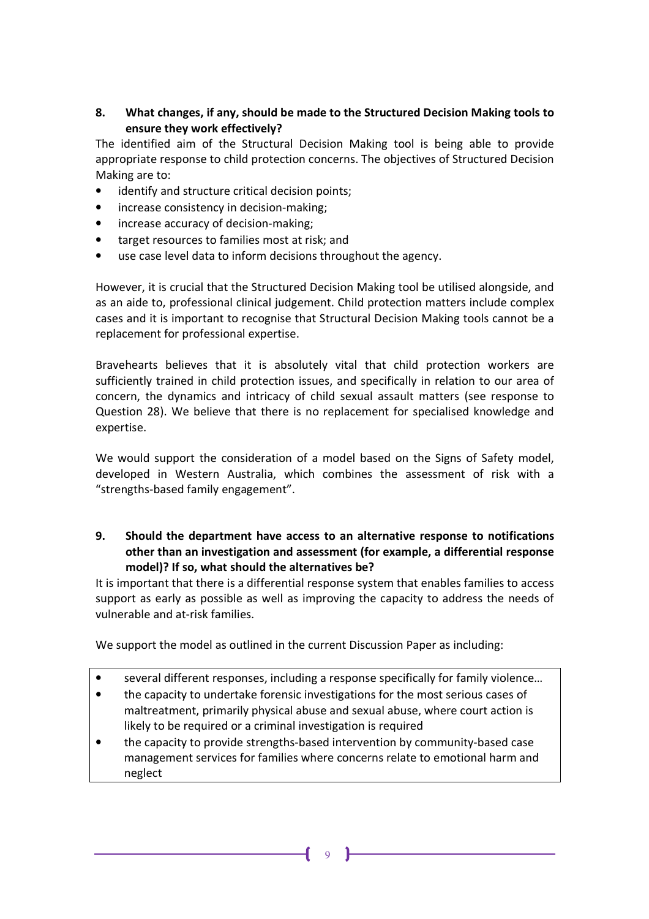**8. What changes, if any, should be made to the Structured Decision Making tools to ensure they work effectively?**

The identified aim of the Structural Decision Making tool is being able to provide appropriate response to child protection concerns. The objectives of Structured Decision Making are to:

- identify and structure critical decision points;
- increase consistency in decision-making;
- increase accuracy of decision-making;
- target resources to families most at risk; and
- use case level data to inform decisions throughout the agency.

However, it is crucial that the Structured Decision Making tool be utilised alongside, and as an aide to, professional clinical judgement. Child protection matters include complex cases and it is important to recognise that Structural Decision Making tools cannot be a replacement for professional expertise.

Bravehearts believes that it is absolutely vital that child protection workers are sufficiently trained in child protection issues, and specifically in relation to our area of concern, the dynamics and intricacy of child sexual assault matters (see response to Question 28). We believe that there is no replacement for specialised knowledge and expertise.

We would support the consideration of a model based on the Signs of Safety model, developed in Western Australia, which combines the assessment of risk with a "strengths-based family engagement".

**9. Should the department have access to an alternative response to notifications other than an investigation and assessment (for example, a differential response model)? If so, what should the alternatives be?**

It is important that there is a differential response system that enables families to access support as early as possible as well as improving the capacity to address the needs of vulnerable and at-risk families.

We support the model as outlined in the current Discussion Paper as including:

> - several different responses, including a response specifically for family violence…
> - the capacity to undertake forensic investigations for the most serious cases of maltreatment, primarily physical abuse and sexual abuse, where court action is likely to be required or a criminal investigation is required
> - the capacity to provide strengths-based intervention by community-based case management services for families where concerns relate to emotional harm and neglect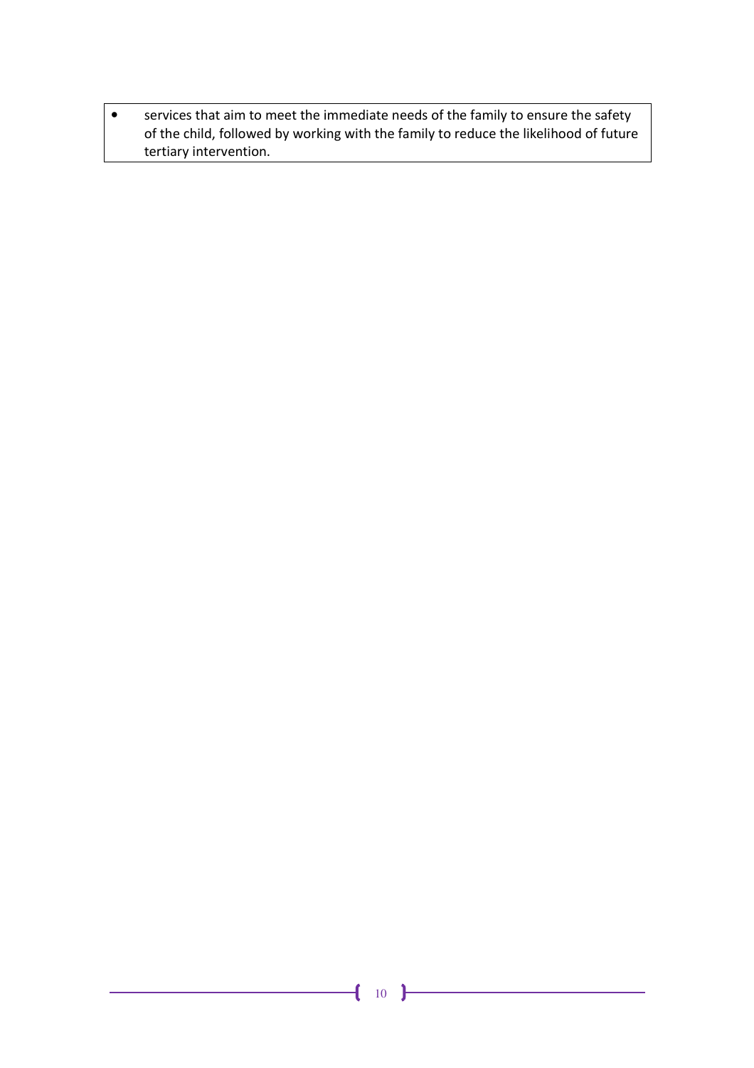- services that aim to meet the immediate needs of the family to ensure the safety of the child, followed by working with the family to reduce the likelihood of future tertiary intervention.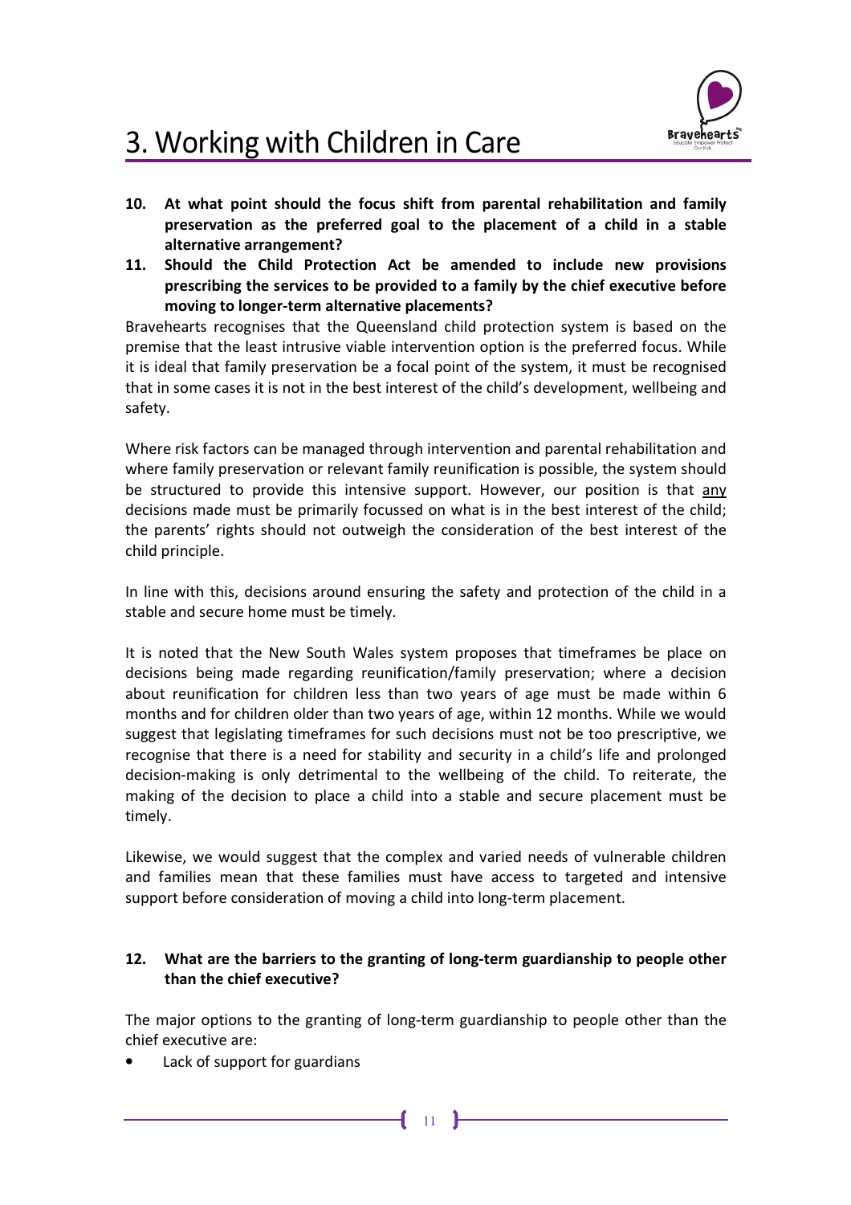# 3. Working with Children in Care

**10. At what point should the focus shift from parental rehabilitation and family preservation as the preferred goal to the placement of a child in a stable alternative arrangement?**

**11. Should the Child Protection Act be amended to include new provisions prescribing the services to be provided to a family by the chief executive before moving to longer-term alternative placements?**

Bravehearts recognises that the Queensland child protection system is based on the premise that the least intrusive viable intervention option is the preferred focus. While it is ideal that family preservation be a focal point of the system, it must be recognised that in some cases it is not in the best interest of the child's development, wellbeing and safety.

Where risk factors can be managed through intervention and parental rehabilitation and where family preservation or relevant family reunification is possible, the system should be structured to provide this intensive support. However, our position is that <u>any</u> decisions made must be primarily focussed on what is in the best interest of the child; the parents' rights should not outweigh the consideration of the best interest of the child principle.

In line with this, decisions around ensuring the safety and protection of the child in a stable and secure home must be timely.

It is noted that the New South Wales system proposes that timeframes be place on decisions being made regarding reunification/family preservation; where a decision about reunification for children less than two years of age must be made within 6 months and for children older than two years of age, within 12 months. While we would suggest that legislating timeframes for such decisions must not be too prescriptive, we recognise that there is a need for stability and security in a child's life and prolonged decision-making is only detrimental to the wellbeing of the child. To reiterate, the making of the decision to place a child into a stable and secure placement must be timely.

Likewise, we would suggest that the complex and varied needs of vulnerable children and families mean that these families must have access to targeted and intensive support before consideration of moving a child into long-term placement.

**12. What are the barriers to the granting of long-term guardianship to people other than the chief executive?**

The major options to the granting of long-term guardianship to people other than the chief executive are:

- Lack of support for guardians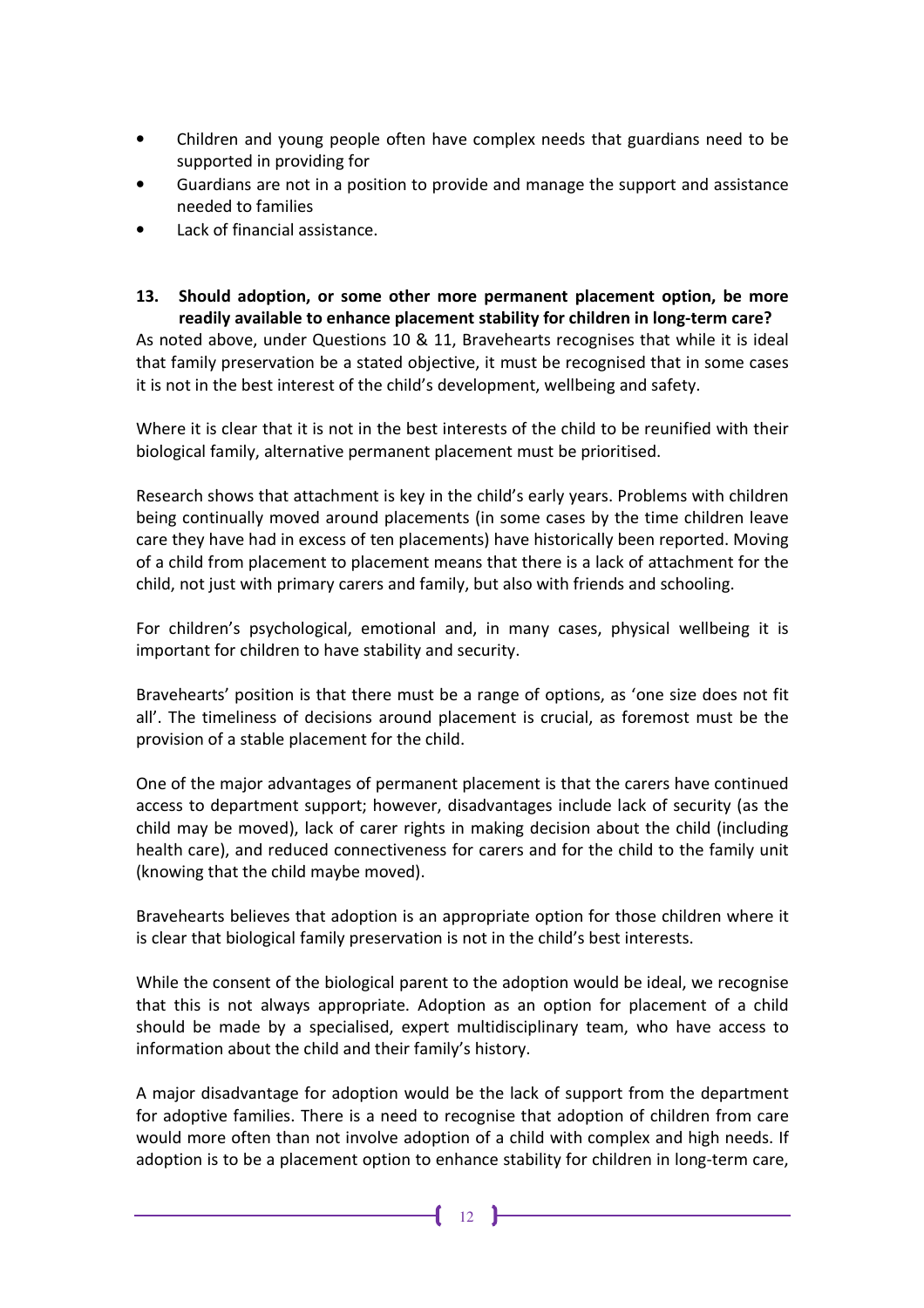- Children and young people often have complex needs that guardians need to be supported in providing for
- Guardians are not in a position to provide and manage the support and assistance needed to families
- Lack of financial assistance.

**13. Should adoption, or some other more permanent placement option, be more readily available to enhance placement stability for children in long-term care?**

As noted above, under Questions 10 & 11, Bravehearts recognises that while it is ideal that family preservation be a stated objective, it must be recognised that in some cases it is not in the best interest of the child's development, wellbeing and safety.

Where it is clear that it is not in the best interests of the child to be reunified with their biological family, alternative permanent placement must be prioritised.

Research shows that attachment is key in the child's early years. Problems with children being continually moved around placements (in some cases by the time children leave care they have had in excess of ten placements) have historically been reported. Moving of a child from placement to placement means that there is a lack of attachment for the child, not just with primary carers and family, but also with friends and schooling.

For children's psychological, emotional and, in many cases, physical wellbeing it is important for children to have stability and security.

Bravehearts' position is that there must be a range of options, as 'one size does not fit all'. The timeliness of decisions around placement is crucial, as foremost must be the provision of a stable placement for the child.

One of the major advantages of permanent placement is that the carers have continued access to department support; however, disadvantages include lack of security (as the child may be moved), lack of carer rights in making decision about the child (including health care), and reduced connectiveness for carers and for the child to the family unit (knowing that the child maybe moved).

Bravehearts believes that adoption is an appropriate option for those children where it is clear that biological family preservation is not in the child's best interests.

While the consent of the biological parent to the adoption would be ideal, we recognise that this is not always appropriate. Adoption as an option for placement of a child should be made by a specialised, expert multidisciplinary team, who have access to information about the child and their family's history.

A major disadvantage for adoption would be the lack of support from the department for adoptive families. There is a need to recognise that adoption of children from care would more often than not involve adoption of a child with complex and high needs. If adoption is to be a placement option to enhance stability for children in long-term care,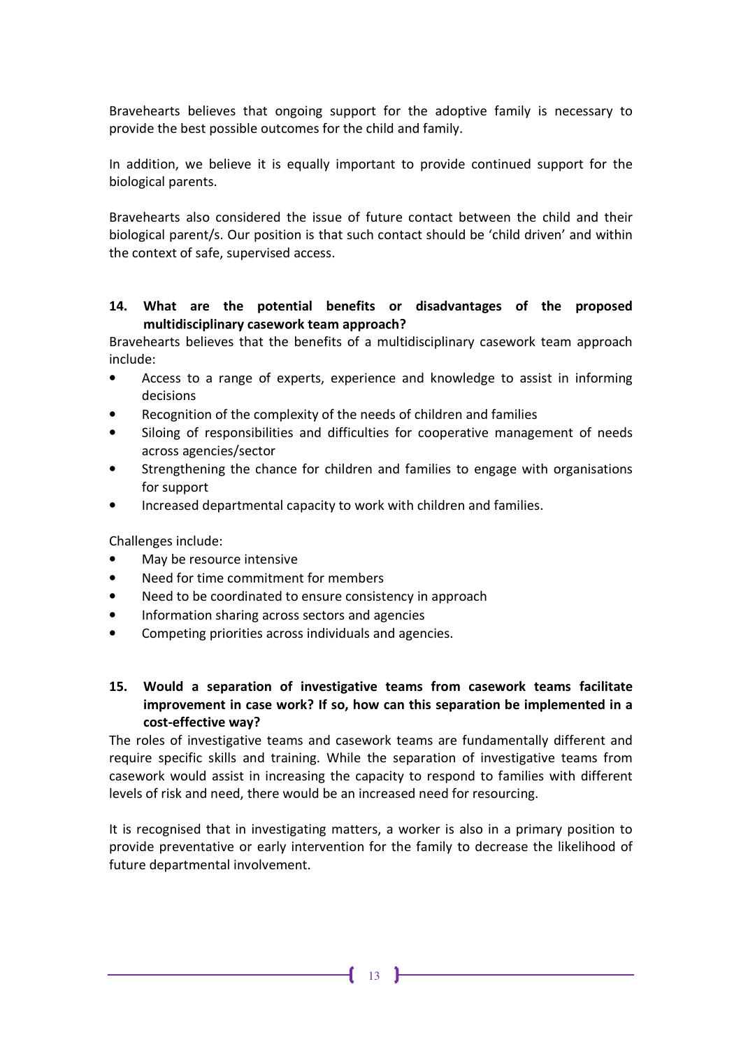Bravehearts believes that ongoing support for the adoptive family is necessary to provide the best possible outcomes for the child and family.

In addition, we believe it is equally important to provide continued support for the biological parents.

Bravehearts also considered the issue of future contact between the child and their biological parent/s. Our position is that such contact should be 'child driven' and within the context of safe, supervised access.

**14. What are the potential benefits or disadvantages of the proposed multidisciplinary casework team approach?**

Bravehearts believes that the benefits of a multidisciplinary casework team approach include:

- Access to a range of experts, experience and knowledge to assist in informing decisions
- Recognition of the complexity of the needs of children and families
- Siloing of responsibilities and difficulties for cooperative management of needs across agencies/sector
- Strengthening the chance for children and families to engage with organisations for support
- Increased departmental capacity to work with children and families.

Challenges include:

- May be resource intensive
- Need for time commitment for members
- Need to be coordinated to ensure consistency in approach
- Information sharing across sectors and agencies
- Competing priorities across individuals and agencies.

**15. Would a separation of investigative teams from casework teams facilitate improvement in case work? If so, how can this separation be implemented in a cost-effective way?**

The roles of investigative teams and casework teams are fundamentally different and require specific skills and training. While the separation of investigative teams from casework would assist in increasing the capacity to respond to families with different levels of risk and need, there would be an increased need for resourcing.

It is recognised that in investigating matters, a worker is also in a primary position to provide preventative or early intervention for the family to decrease the likelihood of future departmental involvement.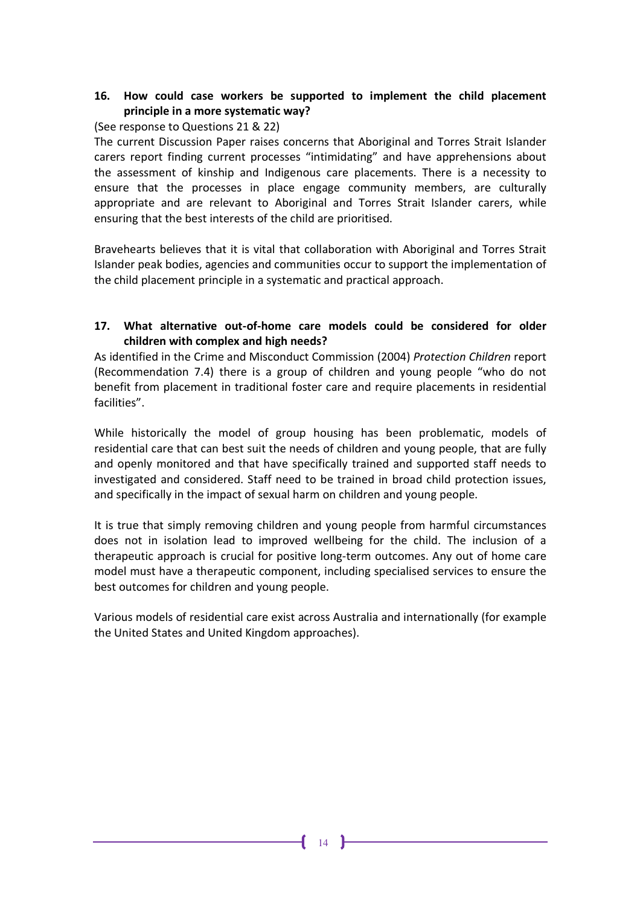**16. How could case workers be supported to implement the child placement principle in a more systematic way?**

(See response to Questions 21 & 22)

The current Discussion Paper raises concerns that Aboriginal and Torres Strait Islander carers report finding current processes "intimidating" and have apprehensions about the assessment of kinship and Indigenous care placements. There is a necessity to ensure that the processes in place engage community members, are culturally appropriate and are relevant to Aboriginal and Torres Strait Islander carers, while ensuring that the best interests of the child are prioritised.

Bravehearts believes that it is vital that collaboration with Aboriginal and Torres Strait Islander peak bodies, agencies and communities occur to support the implementation of the child placement principle in a systematic and practical approach.

**17. What alternative out-of-home care models could be considered for older children with complex and high needs?**

As identified in the Crime and Misconduct Commission (2004) *Protection Children* report (Recommendation 7.4) there is a group of children and young people "who do not benefit from placement in traditional foster care and require placements in residential facilities".

While historically the model of group housing has been problematic, models of residential care that can best suit the needs of children and young people, that are fully and openly monitored and that have specifically trained and supported staff needs to investigated and considered. Staff need to be trained in broad child protection issues, and specifically in the impact of sexual harm on children and young people.

It is true that simply removing children and young people from harmful circumstances does not in isolation lead to improved wellbeing for the child. The inclusion of a therapeutic approach is crucial for positive long-term outcomes. Any out of home care model must have a therapeutic component, including specialised services to ensure the best outcomes for children and young people.

Various models of residential care exist across Australia and internationally (for example the United States and United Kingdom approaches).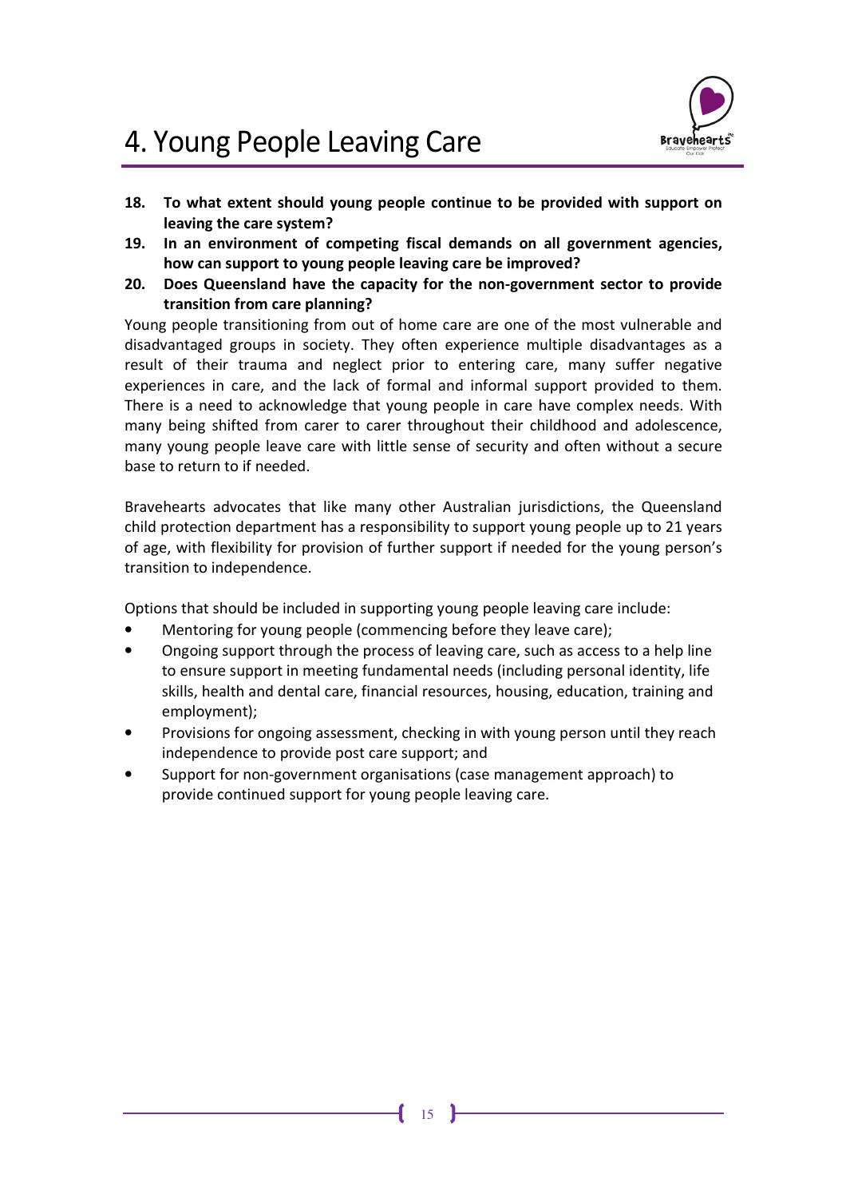# 4. Young People Leaving Care

**18. To what extent should young people continue to be provided with support on leaving the care system?**

**19. In an environment of competing fiscal demands on all government agencies, how can support to young people leaving care be improved?**

**20. Does Queensland have the capacity for the non-government sector to provide transition from care planning?**

Young people transitioning from out of home care are one of the most vulnerable and disadvantaged groups in society. They often experience multiple disadvantages as a result of their trauma and neglect prior to entering care, many suffer negative experiences in care, and the lack of formal and informal support provided to them. There is a need to acknowledge that young people in care have complex needs. With many being shifted from carer to carer throughout their childhood and adolescence, many young people leave care with little sense of security and often without a secure base to return to if needed.

Bravehearts advocates that like many other Australian jurisdictions, the Queensland child protection department has a responsibility to support young people up to 21 years of age, with flexibility for provision of further support if needed for the young person's transition to independence.

Options that should be included in supporting young people leaving care include:

- Mentoring for young people (commencing before they leave care);
- Ongoing support through the process of leaving care, such as access to a help line to ensure support in meeting fundamental needs (including personal identity, life skills, health and dental care, financial resources, housing, education, training and employment);
- Provisions for ongoing assessment, checking in with young person until they reach independence to provide post care support; and
- Support for non-government organisations (case management approach) to provide continued support for young people leaving care.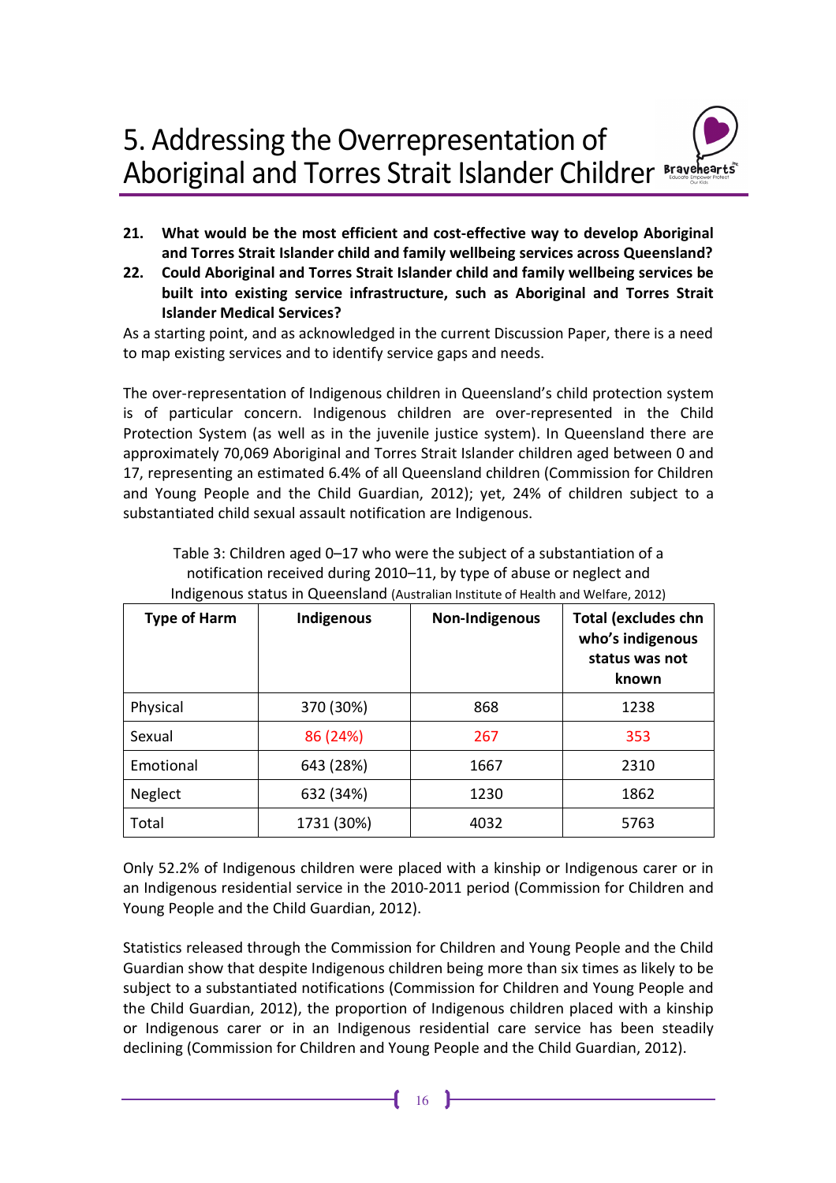# 5. Addressing the Overrepresentation of Aboriginal and Torres Strait Islander Children

**21. What would be the most efficient and cost-effective way to develop Aboriginal and Torres Strait Islander child and family wellbeing services across Queensland?**

**22. Could Aboriginal and Torres Strait Islander child and family wellbeing services be built into existing service infrastructure, such as Aboriginal and Torres Strait Islander Medical Services?**

As a starting point, and as acknowledged in the current Discussion Paper, there is a need to map existing services and to identify service gaps and needs.

The over-representation of Indigenous children in Queensland's child protection system is of particular concern. Indigenous children are over-represented in the Child Protection System (as well as in the juvenile justice system). In Queensland there are approximately 70,069 Aboriginal and Torres Strait Islander children aged between 0 and 17, representing an estimated 6.4% of all Queensland children (Commission for Children and Young People and the Child Guardian, 2012); yet, 24% of children subject to a substantiated child sexual assault notification are Indigenous.

Table 3: Children aged 0–17 who were the subject of a substantiation of a notification received during 2010–11, by type of abuse or neglect and Indigenous status in Queensland (Australian Institute of Health and Welfare, 2012)

| Type of Harm | Indigenous | Non-Indigenous | Total (excludes chn who's indigenous status was not known |
|---|---|---|---|
| Physical | 370 (30%) | 868 | 1238 |
| Sexual | 86 (24%) | 267 | 353 |
| Emotional | 643 (28%) | 1667 | 2310 |
| Neglect | 632 (34%) | 1230 | 1862 |
| Total | 1731 (30%) | 4032 | 5763 |

Only 52.2% of Indigenous children were placed with a kinship or Indigenous carer or in an Indigenous residential service in the 2010-2011 period (Commission for Children and Young People and the Child Guardian, 2012).

Statistics released through the Commission for Children and Young People and the Child Guardian show that despite Indigenous children being more than six times as likely to be subject to a substantiated notifications (Commission for Children and Young People and the Child Guardian, 2012), the proportion of Indigenous children placed with a kinship or Indigenous carer or in an Indigenous residential care service has been steadily declining (Commission for Children and Young People and the Child Guardian, 2012).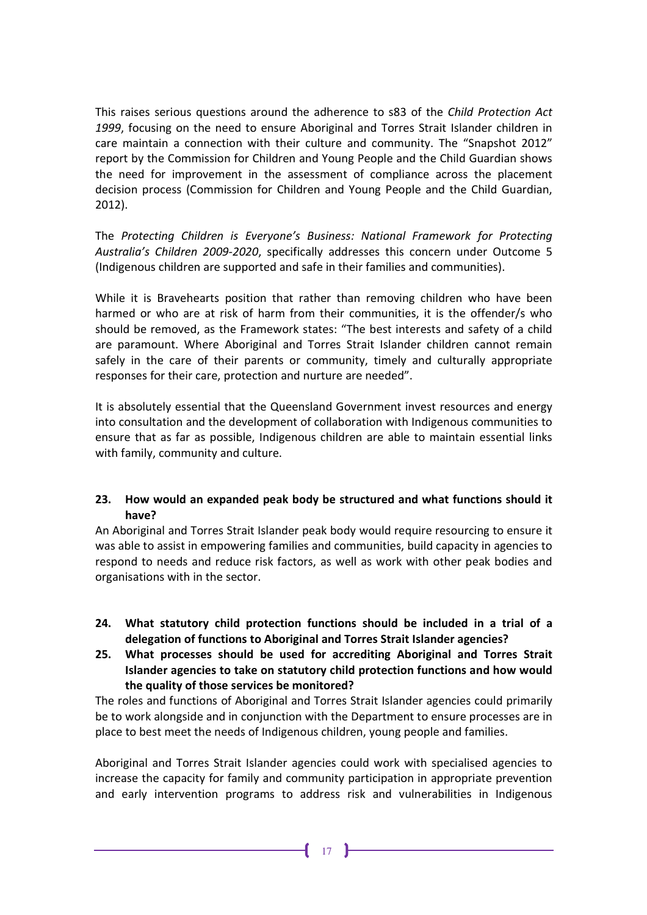This raises serious questions around the adherence to s83 of the *Child Protection Act 1999*, focusing on the need to ensure Aboriginal and Torres Strait Islander children in care maintain a connection with their culture and community. The "Snapshot 2012" report by the Commission for Children and Young People and the Child Guardian shows the need for improvement in the assessment of compliance across the placement decision process (Commission for Children and Young People and the Child Guardian, 2012).

The *Protecting Children is Everyone's Business: National Framework for Protecting Australia's Children 2009-2020*, specifically addresses this concern under Outcome 5 (Indigenous children are supported and safe in their families and communities).

While it is Bravehearts position that rather than removing children who have been harmed or who are at risk of harm from their communities, it is the offender/s who should be removed, as the Framework states: "The best interests and safety of a child are paramount. Where Aboriginal and Torres Strait Islander children cannot remain safely in the care of their parents or community, timely and culturally appropriate responses for their care, protection and nurture are needed".

It is absolutely essential that the Queensland Government invest resources and energy into consultation and the development of collaboration with Indigenous communities to ensure that as far as possible, Indigenous children are able to maintain essential links with family, community and culture.

**23. How would an expanded peak body be structured and what functions should it have?**

An Aboriginal and Torres Strait Islander peak body would require resourcing to ensure it was able to assist in empowering families and communities, build capacity in agencies to respond to needs and reduce risk factors, as well as work with other peak bodies and organisations with in the sector.

**24. What statutory child protection functions should be included in a trial of a delegation of functions to Aboriginal and Torres Strait Islander agencies?**

**25. What processes should be used for accrediting Aboriginal and Torres Strait Islander agencies to take on statutory child protection functions and how would the quality of those services be monitored?**

The roles and functions of Aboriginal and Torres Strait Islander agencies could primarily be to work alongside and in conjunction with the Department to ensure processes are in place to best meet the needs of Indigenous children, young people and families.

Aboriginal and Torres Strait Islander agencies could work with specialised agencies to increase the capacity for family and community participation in appropriate prevention and early intervention programs to address risk and vulnerabilities in Indigenous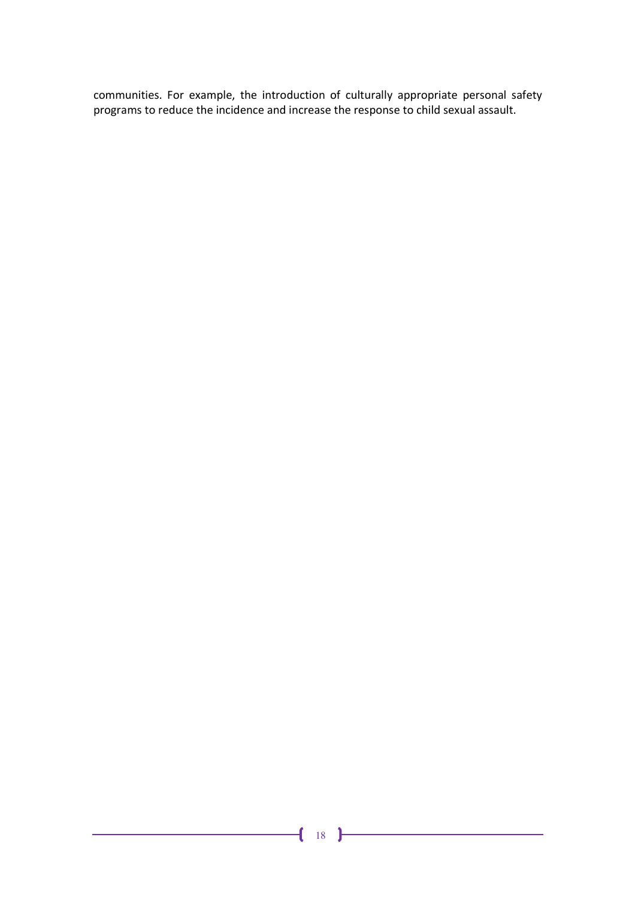communities. For example, the introduction of culturally appropriate personal safety programs to reduce the incidence and increase the response to child sexual assault.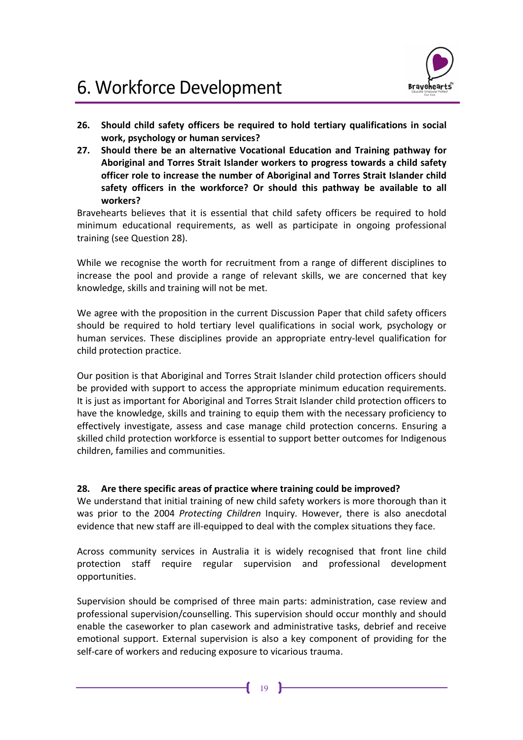# 6. Workforce Development

**26. Should child safety officers be required to hold tertiary qualifications in social work, psychology or human services?**

**27. Should there be an alternative Vocational Education and Training pathway for Aboriginal and Torres Strait Islander workers to progress towards a child safety officer role to increase the number of Aboriginal and Torres Strait Islander child safety officers in the workforce? Or should this pathway be available to all workers?**

Bravehearts believes that it is essential that child safety officers be required to hold minimum educational requirements, as well as participate in ongoing professional training (see Question 28).

While we recognise the worth for recruitment from a range of different disciplines to increase the pool and provide a range of relevant skills, we are concerned that key knowledge, skills and training will not be met.

We agree with the proposition in the current Discussion Paper that child safety officers should be required to hold tertiary level qualifications in social work, psychology or human services. These disciplines provide an appropriate entry-level qualification for child protection practice.

Our position is that Aboriginal and Torres Strait Islander child protection officers should be provided with support to access the appropriate minimum education requirements. It is just as important for Aboriginal and Torres Strait Islander child protection officers to have the knowledge, skills and training to equip them with the necessary proficiency to effectively investigate, assess and case manage child protection concerns. Ensuring a skilled child protection workforce is essential to support better outcomes for Indigenous children, families and communities.

**28. Are there specific areas of practice where training could be improved?**

We understand that initial training of new child safety workers is more thorough than it was prior to the 2004 *Protecting Children* Inquiry. However, there is also anecdotal evidence that new staff are ill-equipped to deal with the complex situations they face.

Across community services in Australia it is widely recognised that front line child protection staff require regular supervision and professional development opportunities.

Supervision should be comprised of three main parts: administration, case review and professional supervision/counselling. This supervision should occur monthly and should enable the caseworker to plan casework and administrative tasks, debrief and receive emotional support. External supervision is also a key component of providing for the self-care of workers and reducing exposure to vicarious trauma.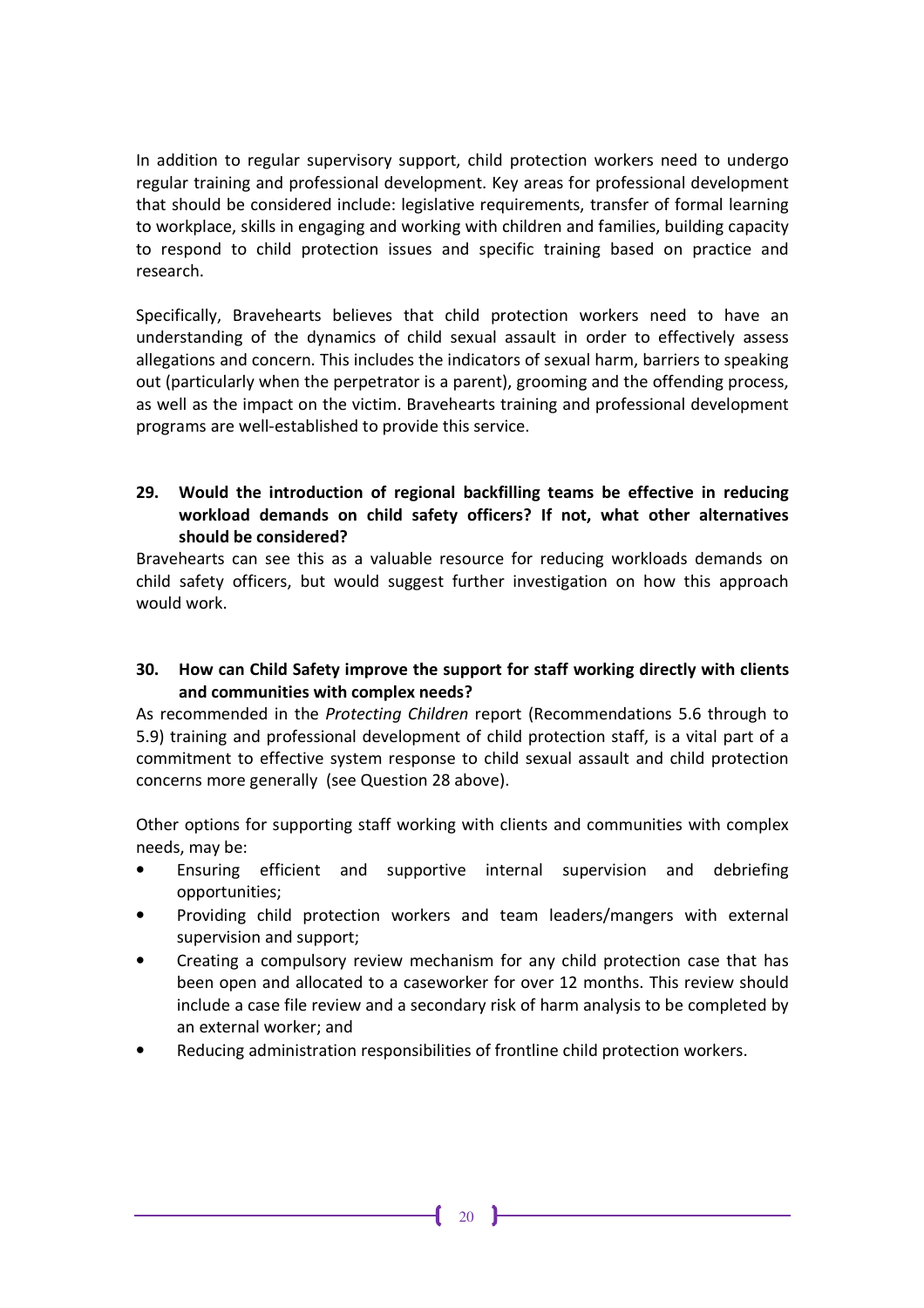In addition to regular supervisory support, child protection workers need to undergo regular training and professional development. Key areas for professional development that should be considered include: legislative requirements, transfer of formal learning to workplace, skills in engaging and working with children and families, building capacity to respond to child protection issues and specific training based on practice and research.

Specifically, Bravehearts believes that child protection workers need to have an understanding of the dynamics of child sexual assault in order to effectively assess allegations and concern. This includes the indicators of sexual harm, barriers to speaking out (particularly when the perpetrator is a parent), grooming and the offending process, as well as the impact on the victim. Bravehearts training and professional development programs are well-established to provide this service.

**29. Would the introduction of regional backfilling teams be effective in reducing workload demands on child safety officers? If not, what other alternatives should be considered?**

Bravehearts can see this as a valuable resource for reducing workloads demands on child safety officers, but would suggest further investigation on how this approach would work.

**30. How can Child Safety improve the support for staff working directly with clients and communities with complex needs?**

As recommended in the *Protecting Children* report (Recommendations 5.6 through to 5.9) training and professional development of child protection staff, is a vital part of a commitment to effective system response to child sexual assault and child protection concerns more generally (see Question 28 above).

Other options for supporting staff working with clients and communities with complex needs, may be:

- Ensuring efficient and supportive internal supervision and debriefing opportunities;
- Providing child protection workers and team leaders/mangers with external supervision and support;
- Creating a compulsory review mechanism for any child protection case that has been open and allocated to a caseworker for over 12 months. This review should include a case file review and a secondary risk of harm analysis to be completed by an external worker; and
- Reducing administration responsibilities of frontline child protection workers.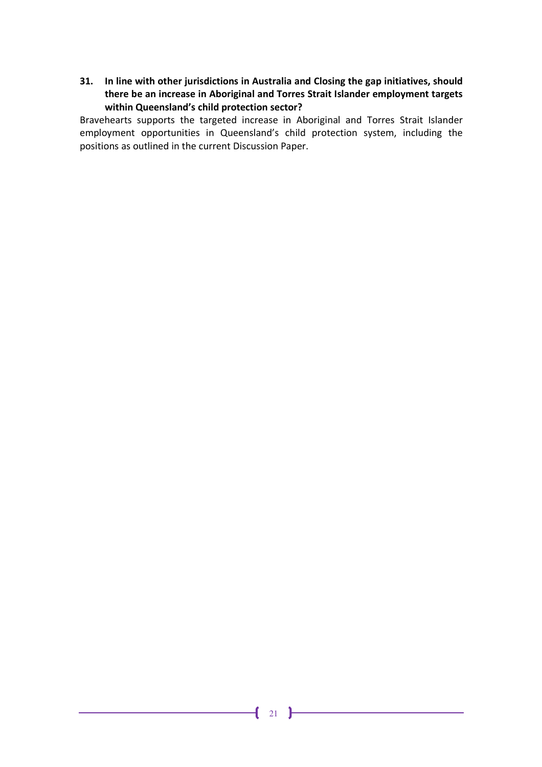**31. In line with other jurisdictions in Australia and Closing the gap initiatives, should there be an increase in Aboriginal and Torres Strait Islander employment targets within Queensland's child protection sector?**

Bravehearts supports the targeted increase in Aboriginal and Torres Strait Islander employment opportunities in Queensland's child protection system, including the positions as outlined in the current Discussion Paper.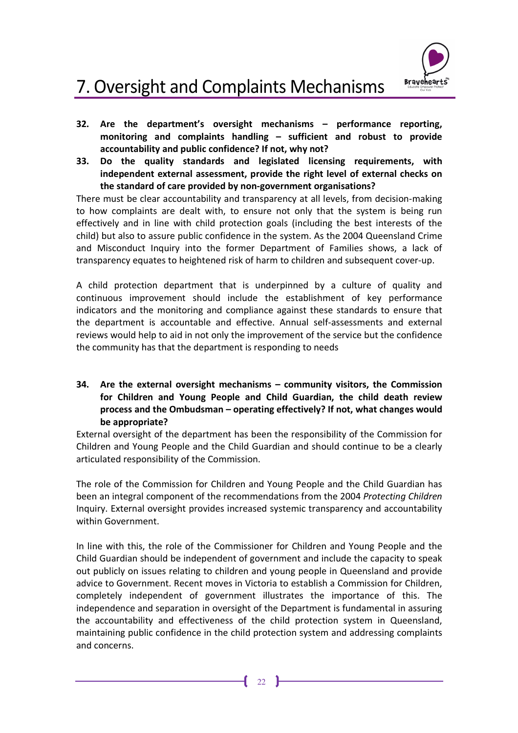# 7. Oversight and Complaints Mechanisms

**32. Are the department's oversight mechanisms – performance reporting, monitoring and complaints handling – sufficient and robust to provide accountability and public confidence? If not, why not?**

**33. Do the quality standards and legislated licensing requirements, with independent external assessment, provide the right level of external checks on the standard of care provided by non-government organisations?**

There must be clear accountability and transparency at all levels, from decision-making to how complaints are dealt with, to ensure not only that the system is being run effectively and in line with child protection goals (including the best interests of the child) but also to assure public confidence in the system. As the 2004 Queensland Crime and Misconduct Inquiry into the former Department of Families shows, a lack of transparency equates to heightened risk of harm to children and subsequent cover-up.

A child protection department that is underpinned by a culture of quality and continuous improvement should include the establishment of key performance indicators and the monitoring and compliance against these standards to ensure that the department is accountable and effective. Annual self-assessments and external reviews would help to aid in not only the improvement of the service but the confidence the community has that the department is responding to needs

**34. Are the external oversight mechanisms – community visitors, the Commission for Children and Young People and Child Guardian, the child death review process and the Ombudsman – operating effectively? If not, what changes would be appropriate?**

External oversight of the department has been the responsibility of the Commission for Children and Young People and the Child Guardian and should continue to be a clearly articulated responsibility of the Commission.

The role of the Commission for Children and Young People and the Child Guardian has been an integral component of the recommendations from the 2004 *Protecting Children* Inquiry. External oversight provides increased systemic transparency and accountability within Government.

In line with this, the role of the Commissioner for Children and Young People and the Child Guardian should be independent of government and include the capacity to speak out publicly on issues relating to children and young people in Queensland and provide advice to Government. Recent moves in Victoria to establish a Commission for Children, completely independent of government illustrates the importance of this. The independence and separation in oversight of the Department is fundamental in assuring the accountability and effectiveness of the child protection system in Queensland, maintaining public confidence in the child protection system and addressing complaints and concerns.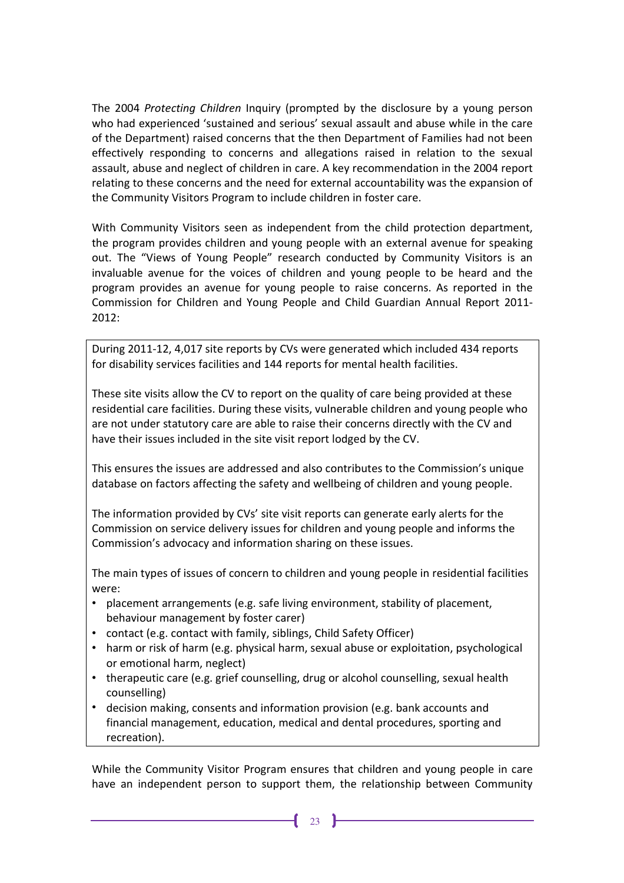The 2004 *Protecting Children* Inquiry (prompted by the disclosure by a young person who had experienced 'sustained and serious' sexual assault and abuse while in the care of the Department) raised concerns that the then Department of Families had not been effectively responding to concerns and allegations raised in relation to the sexual assault, abuse and neglect of children in care. A key recommendation in the 2004 report relating to these concerns and the need for external accountability was the expansion of the Community Visitors Program to include children in foster care.

With Community Visitors seen as independent from the child protection department, the program provides children and young people with an external avenue for speaking out. The "Views of Young People" research conducted by Community Visitors is an invaluable avenue for the voices of children and young people to be heard and the program provides an avenue for young people to raise concerns. As reported in the Commission for Children and Young People and Child Guardian Annual Report 2011-2012:

> During 2011-12, 4,017 site reports by CVs were generated which included 434 reports for disability services facilities and 144 reports for mental health facilities.
>
> These site visits allow the CV to report on the quality of care being provided at these residential care facilities. During these visits, vulnerable children and young people who are not under statutory care are able to raise their concerns directly with the CV and have their issues included in the site visit report lodged by the CV.
>
> This ensures the issues are addressed and also contributes to the Commission's unique database on factors affecting the safety and wellbeing of children and young people.
>
> The information provided by CVs' site visit reports can generate early alerts for the Commission on service delivery issues for children and young people and informs the Commission's advocacy and information sharing on these issues.
>
> The main types of issues of concern to children and young people in residential facilities were:
>
> - placement arrangements (e.g. safe living environment, stability of placement, behaviour management by foster carer)
> - contact (e.g. contact with family, siblings, Child Safety Officer)
> - harm or risk of harm (e.g. physical harm, sexual abuse or exploitation, psychological or emotional harm, neglect)
> - therapeutic care (e.g. grief counselling, drug or alcohol counselling, sexual health counselling)
> - decision making, consents and information provision (e.g. bank accounts and financial management, education, medical and dental procedures, sporting and recreation).

While the Community Visitor Program ensures that children and young people in care have an independent person to support them, the relationship between Community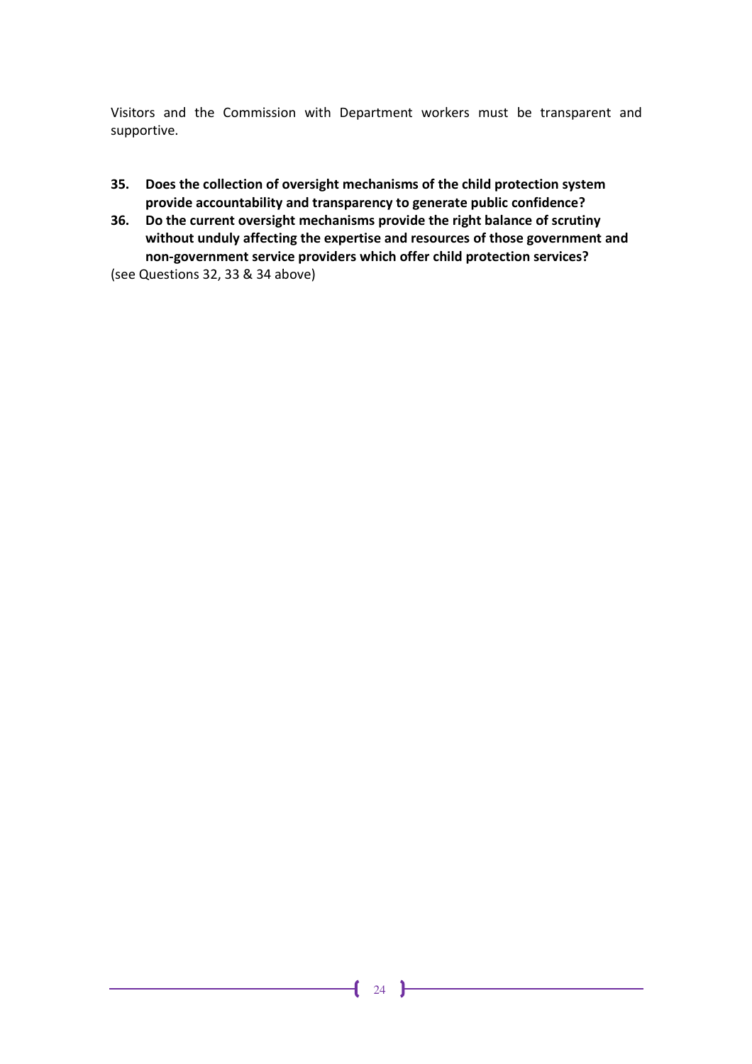Visitors and the Commission with Department workers must be transparent and supportive.

**35. Does the collection of oversight mechanisms of the child protection system provide accountability and transparency to generate public confidence?**

**36. Do the current oversight mechanisms provide the right balance of scrutiny without unduly affecting the expertise and resources of those government and non-government service providers which offer child protection services?**

(see Questions 32, 33 & 34 above)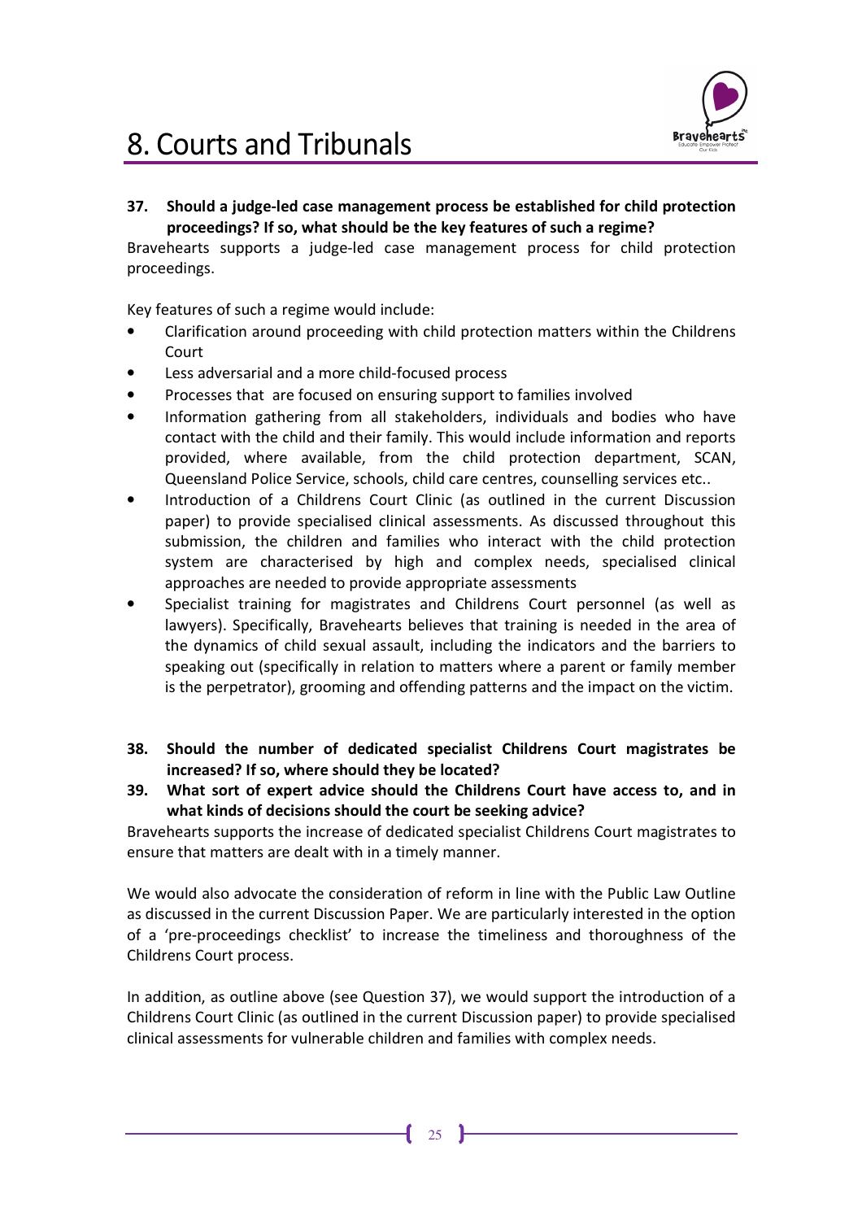# 8. Courts and Tribunals

**37. Should a judge-led case management process be established for child protection proceedings? If so, what should be the key features of such a regime?**

Bravehearts supports a judge-led case management process for child protection proceedings.

Key features of such a regime would include:

- Clarification around proceeding with child protection matters within the Childrens Court
- Less adversarial and a more child-focused process
- Processes that are focused on ensuring support to families involved
- Information gathering from all stakeholders, individuals and bodies who have contact with the child and their family. This would include information and reports provided, where available, from the child protection department, SCAN, Queensland Police Service, schools, child care centres, counselling services etc..
- Introduction of a Childrens Court Clinic (as outlined in the current Discussion paper) to provide specialised clinical assessments. As discussed throughout this submission, the children and families who interact with the child protection system are characterised by high and complex needs, specialised clinical approaches are needed to provide appropriate assessments
- Specialist training for magistrates and Childrens Court personnel (as well as lawyers). Specifically, Bravehearts believes that training is needed in the area of the dynamics of child sexual assault, including the indicators and the barriers to speaking out (specifically in relation to matters where a parent or family member is the perpetrator), grooming and offending patterns and the impact on the victim.

**38. Should the number of dedicated specialist Childrens Court magistrates be increased? If so, where should they be located?**

**39. What sort of expert advice should the Childrens Court have access to, and in what kinds of decisions should the court be seeking advice?**

Bravehearts supports the increase of dedicated specialist Childrens Court magistrates to ensure that matters are dealt with in a timely manner.

We would also advocate the consideration of reform in line with the Public Law Outline as discussed in the current Discussion Paper. We are particularly interested in the option of a 'pre-proceedings checklist' to increase the timeliness and thoroughness of the Childrens Court process.

In addition, as outline above (see Question 37), we would support the introduction of a Childrens Court Clinic (as outlined in the current Discussion paper) to provide specialised clinical assessments for vulnerable children and families with complex needs.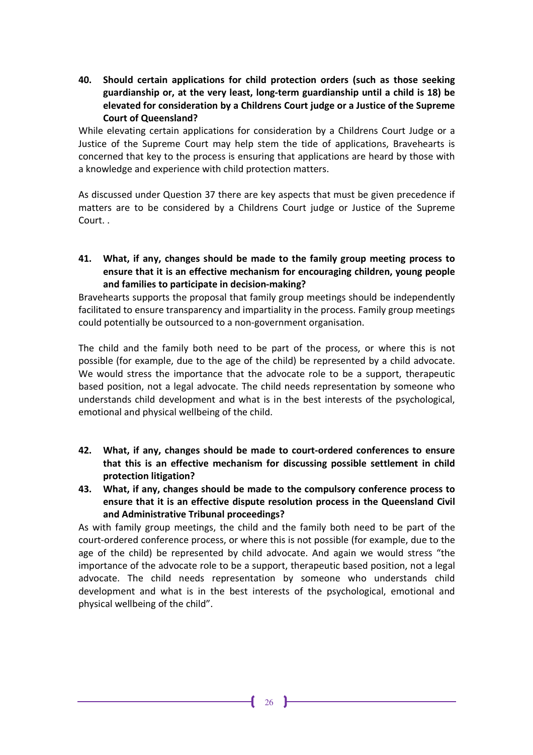**40. Should certain applications for child protection orders (such as those seeking guardianship or, at the very least, long-term guardianship until a child is 18) be elevated for consideration by a Childrens Court judge or a Justice of the Supreme Court of Queensland?**

While elevating certain applications for consideration by a Childrens Court Judge or a Justice of the Supreme Court may help stem the tide of applications, Bravehearts is concerned that key to the process is ensuring that applications are heard by those with a knowledge and experience with child protection matters.

As discussed under Question 37 there are key aspects that must be given precedence if matters are to be considered by a Childrens Court judge or Justice of the Supreme Court. .

**41. What, if any, changes should be made to the family group meeting process to ensure that it is an effective mechanism for encouraging children, young people and families to participate in decision-making?**

Bravehearts supports the proposal that family group meetings should be independently facilitated to ensure transparency and impartiality in the process. Family group meetings could potentially be outsourced to a non-government organisation.

The child and the family both need to be part of the process, or where this is not possible (for example, due to the age of the child) be represented by a child advocate. We would stress the importance that the advocate role to be a support, therapeutic based position, not a legal advocate. The child needs representation by someone who understands child development and what is in the best interests of the psychological, emotional and physical wellbeing of the child.

**42. What, if any, changes should be made to court-ordered conferences to ensure that this is an effective mechanism for discussing possible settlement in child protection litigation?**

**43. What, if any, changes should be made to the compulsory conference process to ensure that it is an effective dispute resolution process in the Queensland Civil and Administrative Tribunal proceedings?**

As with family group meetings, the child and the family both need to be part of the court-ordered conference process, or where this is not possible (for example, due to the age of the child) be represented by child advocate. And again we would stress "the importance of the advocate role to be a support, therapeutic based position, not a legal advocate. The child needs representation by someone who understands child development and what is in the best interests of the psychological, emotional and physical wellbeing of the child".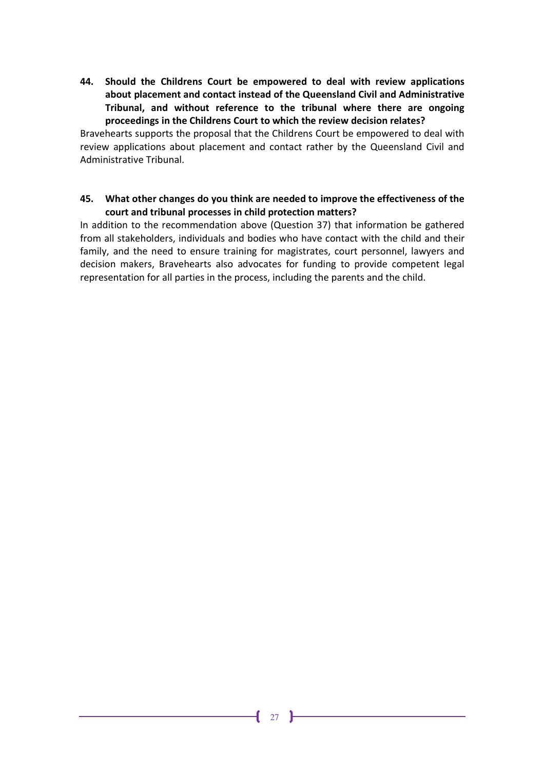**44. Should the Childrens Court be empowered to deal with review applications about placement and contact instead of the Queensland Civil and Administrative Tribunal, and without reference to the tribunal where there are ongoing proceedings in the Childrens Court to which the review decision relates?**

Bravehearts supports the proposal that the Childrens Court be empowered to deal with review applications about placement and contact rather by the Queensland Civil and Administrative Tribunal.

**45. What other changes do you think are needed to improve the effectiveness of the court and tribunal processes in child protection matters?**

In addition to the recommendation above (Question 37) that information be gathered from all stakeholders, individuals and bodies who have contact with the child and their family, and the need to ensure training for magistrates, court personnel, lawyers and decision makers, Bravehearts also advocates for funding to provide competent legal representation for all parties in the process, including the parents and the child.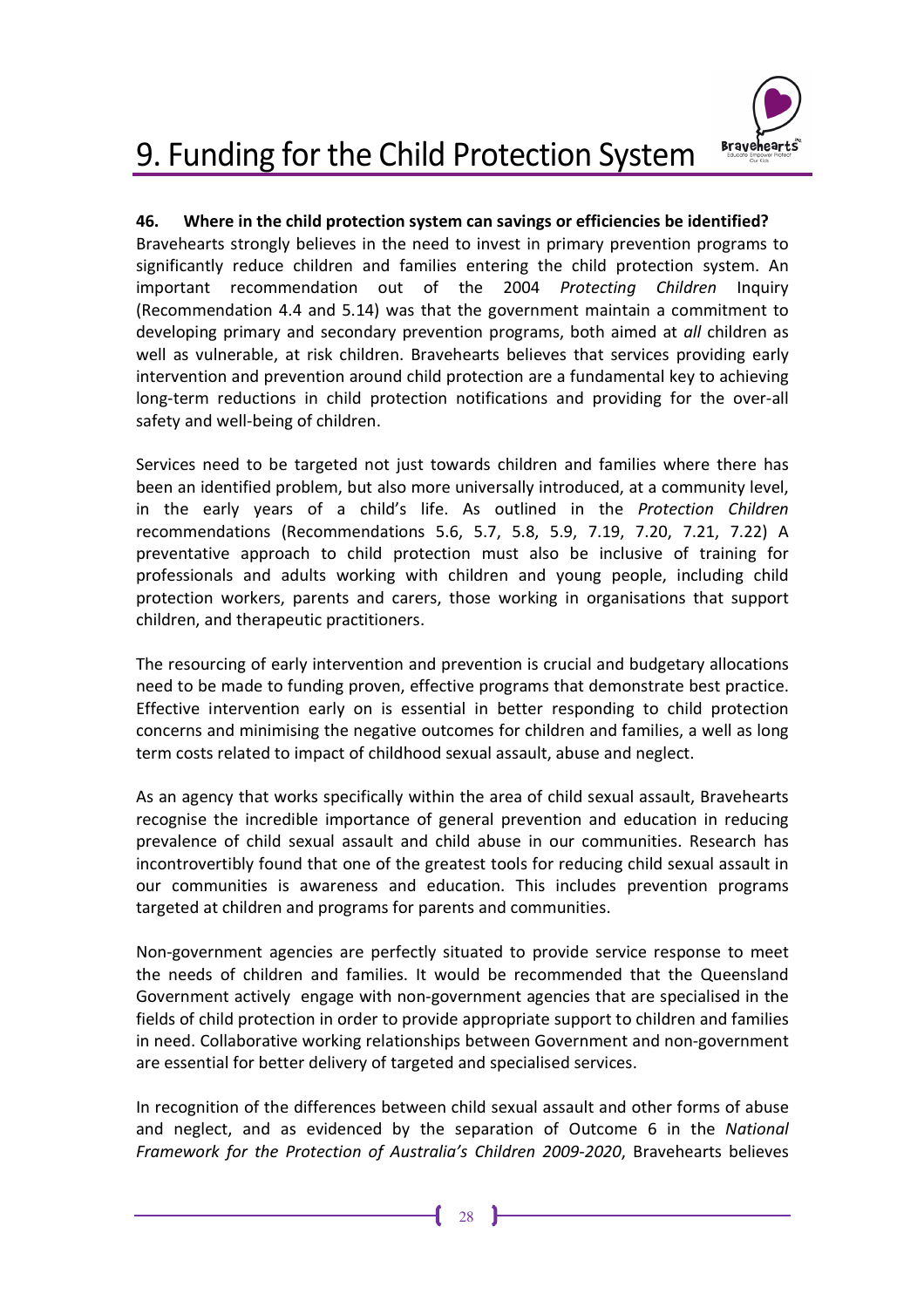# 9. Funding for the Child Protection System

**46. Where in the child protection system can savings or efficiencies be identified?**

Bravehearts strongly believes in the need to invest in primary prevention programs to significantly reduce children and families entering the child protection system. An important recommendation out of the 2004 *Protecting Children* Inquiry (Recommendation 4.4 and 5.14) was that the government maintain a commitment to developing primary and secondary prevention programs, both aimed at *all* children as well as vulnerable, at risk children. Bravehearts believes that services providing early intervention and prevention around child protection are a fundamental key to achieving long-term reductions in child protection notifications and providing for the over-all safety and well-being of children.

Services need to be targeted not just towards children and families where there has been an identified problem, but also more universally introduced, at a community level, in the early years of a child's life. As outlined in the *Protection Children* recommendations (Recommendations 5.6, 5.7, 5.8, 5.9, 7.19, 7.20, 7.21, 7.22) A preventative approach to child protection must also be inclusive of training for professionals and adults working with children and young people, including child protection workers, parents and carers, those working in organisations that support children, and therapeutic practitioners.

The resourcing of early intervention and prevention is crucial and budgetary allocations need to be made to funding proven, effective programs that demonstrate best practice. Effective intervention early on is essential in better responding to child protection concerns and minimising the negative outcomes for children and families, a well as long term costs related to impact of childhood sexual assault, abuse and neglect.

As an agency that works specifically within the area of child sexual assault, Bravehearts recognise the incredible importance of general prevention and education in reducing prevalence of child sexual assault and child abuse in our communities. Research has incontrovertibly found that one of the greatest tools for reducing child sexual assault in our communities is awareness and education. This includes prevention programs targeted at children and programs for parents and communities.

Non-government agencies are perfectly situated to provide service response to meet the needs of children and families. It would be recommended that the Queensland Government actively engage with non-government agencies that are specialised in the fields of child protection in order to provide appropriate support to children and families in need. Collaborative working relationships between Government and non-government are essential for better delivery of targeted and specialised services.

In recognition of the differences between child sexual assault and other forms of abuse and neglect, and as evidenced by the separation of Outcome 6 in the *National Framework for the Protection of Australia's Children 2009-2020*, Bravehearts believes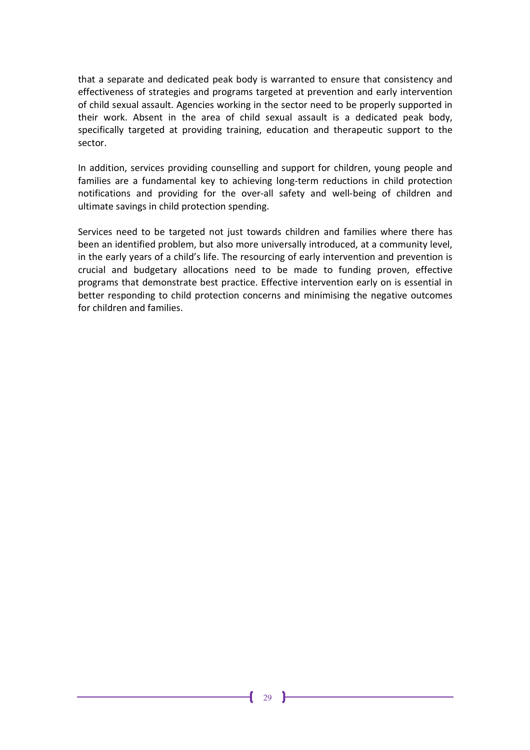that a separate and dedicated peak body is warranted to ensure that consistency and effectiveness of strategies and programs targeted at prevention and early intervention of child sexual assault. Agencies working in the sector need to be properly supported in their work. Absent in the area of child sexual assault is a dedicated peak body, specifically targeted at providing training, education and therapeutic support to the sector.

In addition, services providing counselling and support for children, young people and families are a fundamental key to achieving long-term reductions in child protection notifications and providing for the over-all safety and well-being of children and ultimate savings in child protection spending.

Services need to be targeted not just towards children and families where there has been an identified problem, but also more universally introduced, at a community level, in the early years of a child's life. The resourcing of early intervention and prevention is crucial and budgetary allocations need to be made to funding proven, effective programs that demonstrate best practice. Effective intervention early on is essential in better responding to child protection concerns and minimising the negative outcomes for children and families.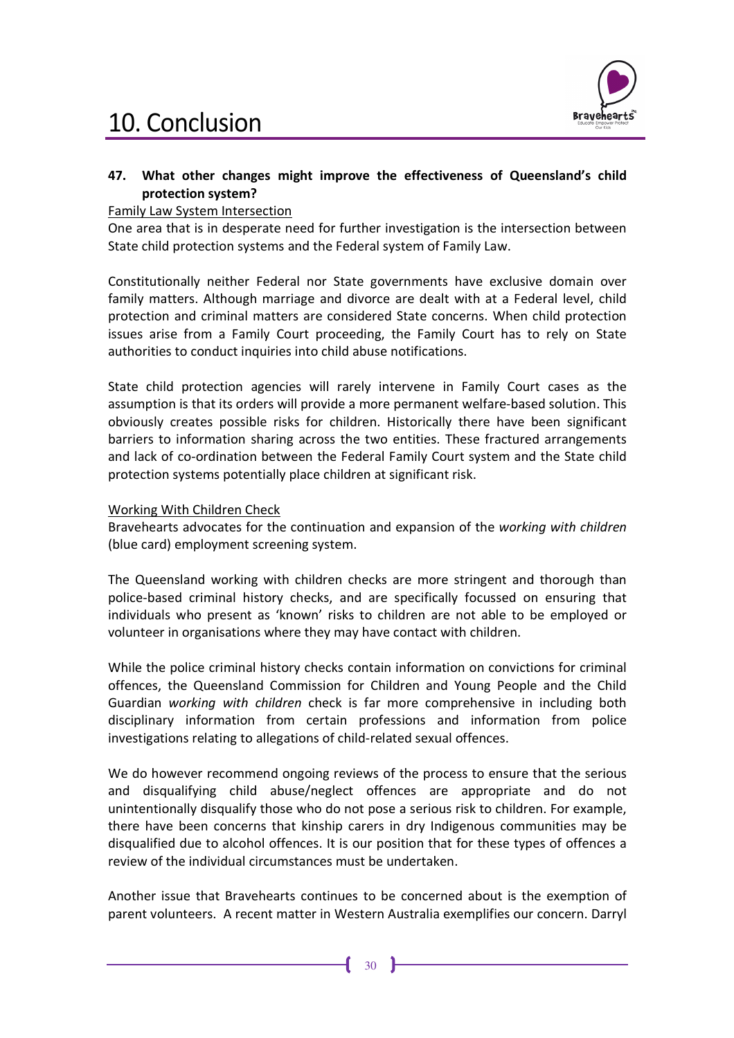# 10. Conclusion

**47. What other changes might improve the effectiveness of Queensland's child protection system?**

Family Law System Intersection

One area that is in desperate need for further investigation is the intersection between State child protection systems and the Federal system of Family Law.

Constitutionally neither Federal nor State governments have exclusive domain over family matters. Although marriage and divorce are dealt with at a Federal level, child protection and criminal matters are considered State concerns. When child protection issues arise from a Family Court proceeding, the Family Court has to rely on State authorities to conduct inquiries into child abuse notifications.

State child protection agencies will rarely intervene in Family Court cases as the assumption is that its orders will provide a more permanent welfare-based solution. This obviously creates possible risks for children. Historically there have been significant barriers to information sharing across the two entities. These fractured arrangements and lack of co-ordination between the Federal Family Court system and the State child protection systems potentially place children at significant risk.

Working With Children Check

Bravehearts advocates for the continuation and expansion of the *working with children* (blue card) employment screening system.

The Queensland working with children checks are more stringent and thorough than police-based criminal history checks, and are specifically focussed on ensuring that individuals who present as 'known' risks to children are not able to be employed or volunteer in organisations where they may have contact with children.

While the police criminal history checks contain information on convictions for criminal offences, the Queensland Commission for Children and Young People and the Child Guardian *working with children* check is far more comprehensive in including both disciplinary information from certain professions and information from police investigations relating to allegations of child-related sexual offences.

We do however recommend ongoing reviews of the process to ensure that the serious and disqualifying child abuse/neglect offences are appropriate and do not unintentionally disqualify those who do not pose a serious risk to children. For example, there have been concerns that kinship carers in dry Indigenous communities may be disqualified due to alcohol offences. It is our position that for these types of offences a review of the individual circumstances must be undertaken.

Another issue that Bravehearts continues to be concerned about is the exemption of parent volunteers. A recent matter in Western Australia exemplifies our concern. Darryl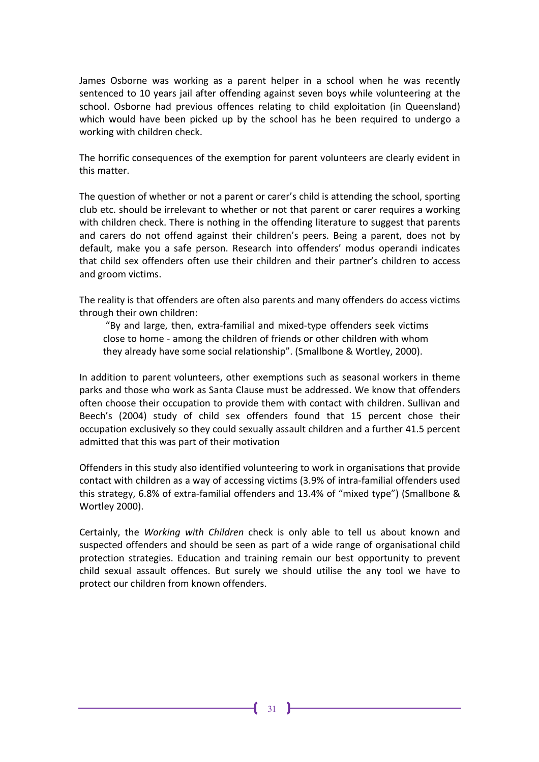James Osborne was working as a parent helper in a school when he was recently sentenced to 10 years jail after offending against seven boys while volunteering at the school. Osborne had previous offences relating to child exploitation (in Queensland) which would have been picked up by the school has he been required to undergo a working with children check.

The horrific consequences of the exemption for parent volunteers are clearly evident in this matter.

The question of whether or not a parent or carer's child is attending the school, sporting club etc. should be irrelevant to whether or not that parent or carer requires a working with children check. There is nothing in the offending literature to suggest that parents and carers do not offend against their children's peers. Being a parent, does not by default, make you a safe person. Research into offenders' modus operandi indicates that child sex offenders often use their children and their partner's children to access and groom victims.

The reality is that offenders are often also parents and many offenders do access victims through their own children:

> "By and large, then, extra-familial and mixed-type offenders seek victims close to home - among the children of friends or other children with whom they already have some social relationship". (Smallbone & Wortley, 2000).

In addition to parent volunteers, other exemptions such as seasonal workers in theme parks and those who work as Santa Clause must be addressed. We know that offenders often choose their occupation to provide them with contact with children. Sullivan and Beech's (2004) study of child sex offenders found that 15 percent chose their occupation exclusively so they could sexually assault children and a further 41.5 percent admitted that this was part of their motivation

Offenders in this study also identified volunteering to work in organisations that provide contact with children as a way of accessing victims (3.9% of intra-familial offenders used this strategy, 6.8% of extra-familial offenders and 13.4% of "mixed type") (Smallbone & Wortley 2000).

Certainly, the *Working with Children* check is only able to tell us about known and suspected offenders and should be seen as part of a wide range of organisational child protection strategies. Education and training remain our best opportunity to prevent child sexual assault offences. But surely we should utilise the any tool we have to protect our children from known offenders.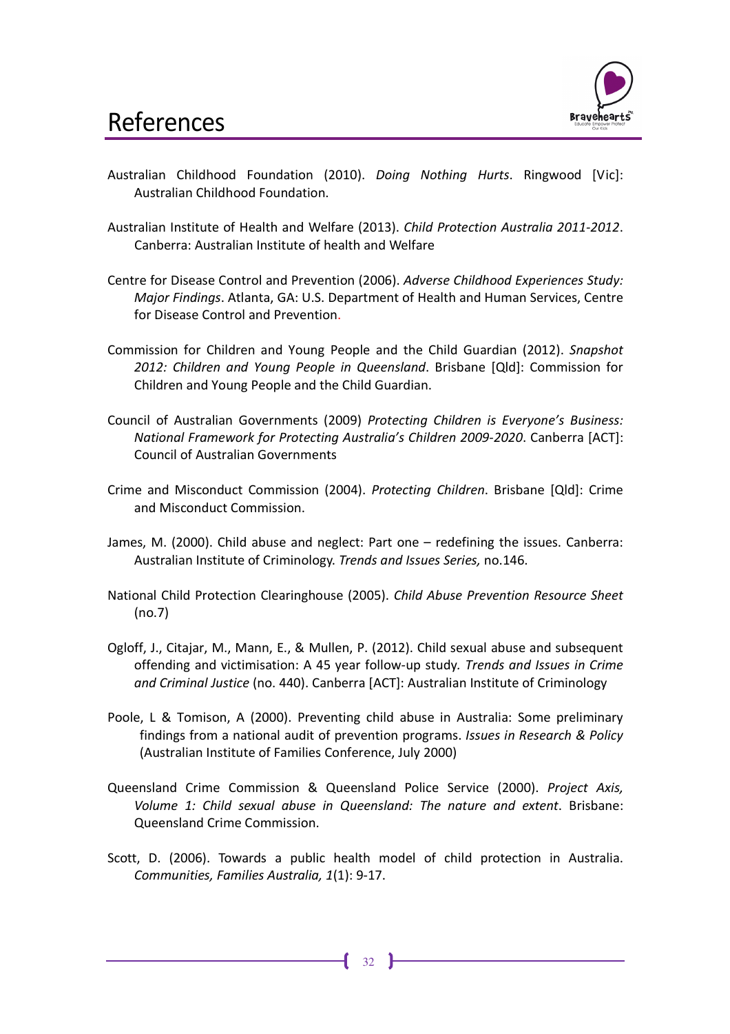# References

Australian Childhood Foundation (2010). *Doing Nothing Hurts*. Ringwood [Vic]: Australian Childhood Foundation.

Australian Institute of Health and Welfare (2013). *Child Protection Australia 2011-2012*. Canberra: Australian Institute of health and Welfare

Centre for Disease Control and Prevention (2006). *Adverse Childhood Experiences Study: Major Findings*. Atlanta, GA: U.S. Department of Health and Human Services, Centre for Disease Control and Prevention.

Commission for Children and Young People and the Child Guardian (2012). *Snapshot 2012: Children and Young People in Queensland*. Brisbane [Qld]: Commission for Children and Young People and the Child Guardian.

Council of Australian Governments (2009) *Protecting Children is Everyone's Business: National Framework for Protecting Australia's Children 2009-2020*. Canberra [ACT]: Council of Australian Governments

Crime and Misconduct Commission (2004). *Protecting Children*. Brisbane [Qld]: Crime and Misconduct Commission.

James, M. (2000). Child abuse and neglect: Part one – redefining the issues. Canberra: Australian Institute of Criminology. *Trends and Issues Series,* no.146.

National Child Protection Clearinghouse (2005). *Child Abuse Prevention Resource Sheet* (no.7)

Ogloff, J., Citajar, M., Mann, E., & Mullen, P. (2012). Child sexual abuse and subsequent offending and victimisation: A 45 year follow-up study. *Trends and Issues in Crime and Criminal Justice* (no. 440). Canberra [ACT]: Australian Institute of Criminology

Poole, L & Tomison, A (2000). Preventing child abuse in Australia: Some preliminary findings from a national audit of prevention programs. *Issues in Research & Policy* (Australian Institute of Families Conference, July 2000)

Queensland Crime Commission & Queensland Police Service (2000). *Project Axis, Volume 1: Child sexual abuse in Queensland: The nature and extent*. Brisbane: Queensland Crime Commission.

Scott, D. (2006). Towards a public health model of child protection in Australia. *Communities, Families Australia, 1*(1): 9-17.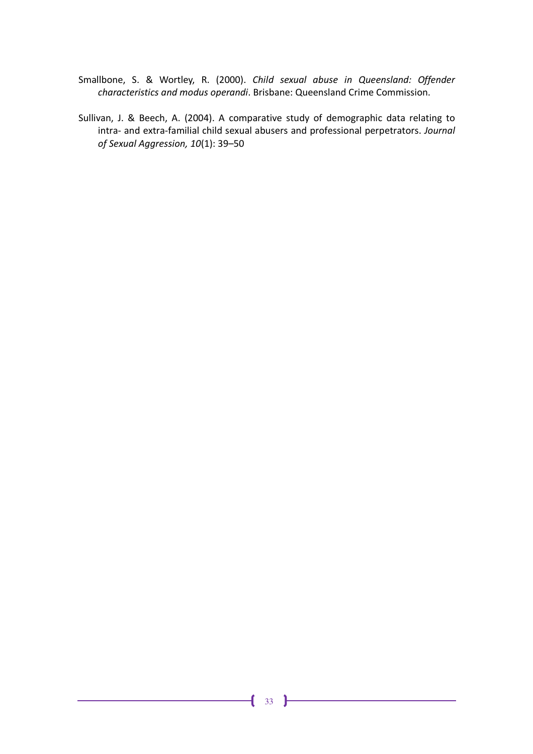Smallbone, S. & Wortley, R. (2000). *Child sexual abuse in Queensland: Offender characteristics and modus operandi*. Brisbane: Queensland Crime Commission.

Sullivan, J. & Beech, A. (2004). A comparative study of demographic data relating to intra- and extra-familial child sexual abusers and professional perpetrators. *Journal of Sexual Aggression, 10*(1): 39–50